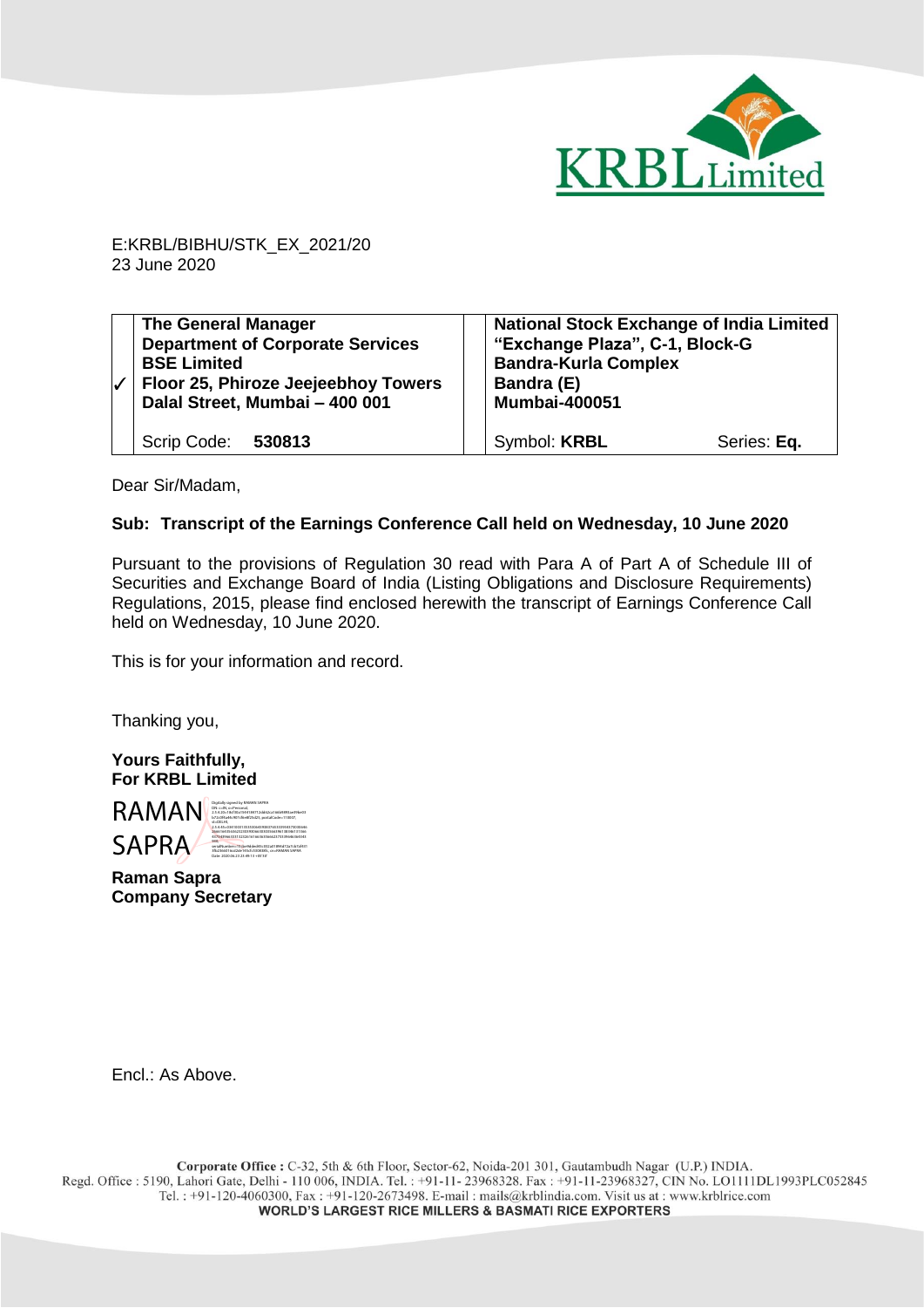KRBL Limited

E:KRBL/BIBHU/STK_EX_2021/20
23 June 2020

| | The General Manager<br>Department of Corporate Services<br>BSE Limited<br>Floor 25, Phiroze Jeejeebhoy Towers<br>Dalal Street, Mumbai – 400 001 | | National Stock Exchange of India Limited<br>"Exchange Plaza", C-1, Block-G<br>Bandra-Kurla Complex<br>Bandra (E)<br>Mumbai-400051 | |
|---|---|---|---|---|
| ✓ | Scrip Code: **530813** | | Symbol: **KRBL** | Series: **Eq.** |

Dear Sir/Madam,

**Sub: Transcript of the Earnings Conference Call held on Wednesday, 10 June 2020**

Pursuant to the provisions of Regulation 30 read with Para A of Part A of Schedule III of Securities and Exchange Board of India (Listing Obligations and Disclosure Requirements) Regulations, 2015, please find enclosed herewith the transcript of Earnings Conference Call held on Wednesday, 10 June 2020.

This is for your information and record.

Thanking you,

**Yours Faithfully,**
**For KRBL Limited**

RAMAN SAPRA

**Raman Sapra**
**Company Secretary**

Encl.: As Above.

**Corporate Office :** C-32, 5th & 6th Floor, Sector-62, Noida-201 301, Gautambudh Nagar (U.P.) INDIA.
Regd. Office : 5190, Lahori Gate, Delhi - 110 006, INDIA. Tel. : +91-11- 23968328. Fax : +91-11-23968327, CIN No. LO1111DL1993PLC052845
Tel. : +91-120-4060300, Fax : +91-120-2673498. E-mail : mails@krblindia.com. Visit us at : www.krblrice.com
**WORLD'S LARGEST RICE MILLERS & BASMATI RICE EXPORTERS**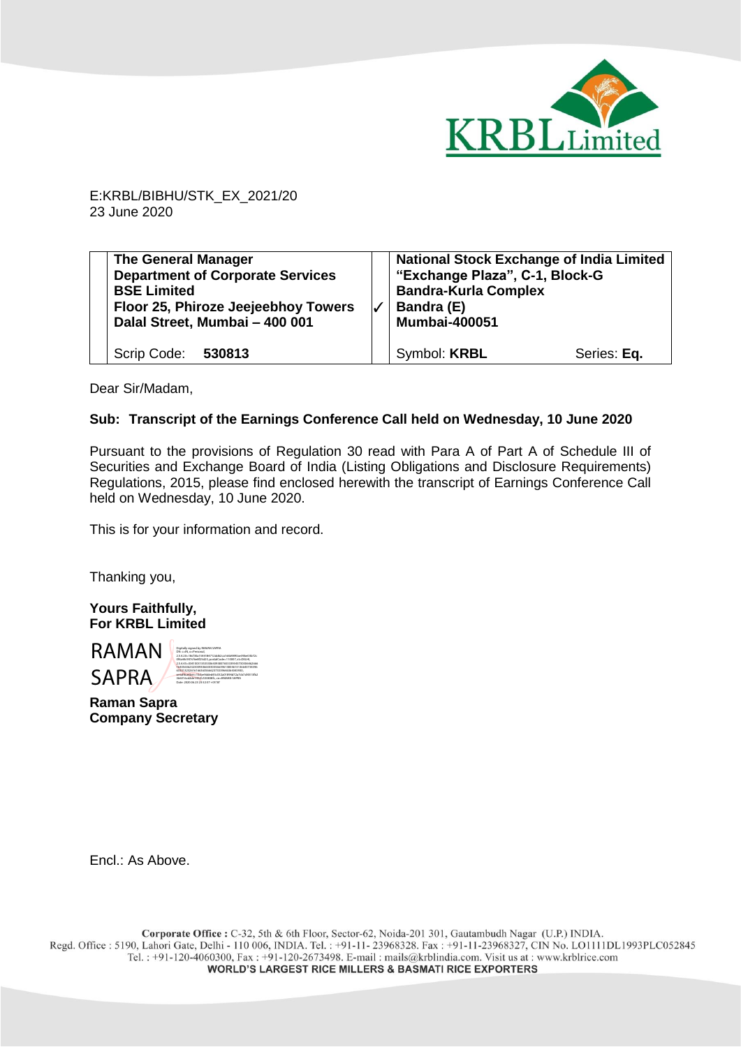E:KRBL/BIBHU/STK_EX_2021/20
23 June 2020

| **The General Manager**<br>**Department of Corporate Services**<br>**BSE Limited**<br>**Floor 25, Phiroze Jeejeebhoy Towers**<br>**Dalal Street, Mumbai – 400 001** | ✓ | **National Stock Exchange of India Limited**<br>**"Exchange Plaza", C-1, Block-G**<br>**Bandra-Kurla Complex**<br>**Bandra (E)**<br>**Mumbai-400051** | |
|---|---|---|---|
| Scrip Code: **530813** | | Symbol: **KRBL** | Series: **Eq.** |

Dear Sir/Madam,

**Sub: Transcript of the Earnings Conference Call held on Wednesday, 10 June 2020**

Pursuant to the provisions of Regulation 30 read with Para A of Part A of Schedule III of Securities and Exchange Board of India (Listing Obligations and Disclosure Requirements) Regulations, 2015, please find enclosed herewith the transcript of Earnings Conference Call held on Wednesday, 10 June 2020.

This is for your information and record.

Thanking you,

**Yours Faithfully,**
**For KRBL Limited**

RAMAN SAPRA

**Raman Sapra**
**Company Secretary**

Encl.: As Above.

**Corporate Office :** C-32, 5th & 6th Floor, Sector-62, Noida-201 301, Gautambudh Nagar (U.P.) INDIA.
Regd. Office : 5190, Lahori Gate, Delhi - 110 006, INDIA. Tel. : +91-11- 23968328. Fax : +91-11-23968327, CIN No. LO1111DL1993PLC052845
Tel. : +91-120-4060300, Fax : +91-120-2673498. E-mail : mails@krblindia.com. Visit us at : www.krblrice.com
**WORLD'S LARGEST RICE MILLERS & BASMATI RICE EXPORTERS**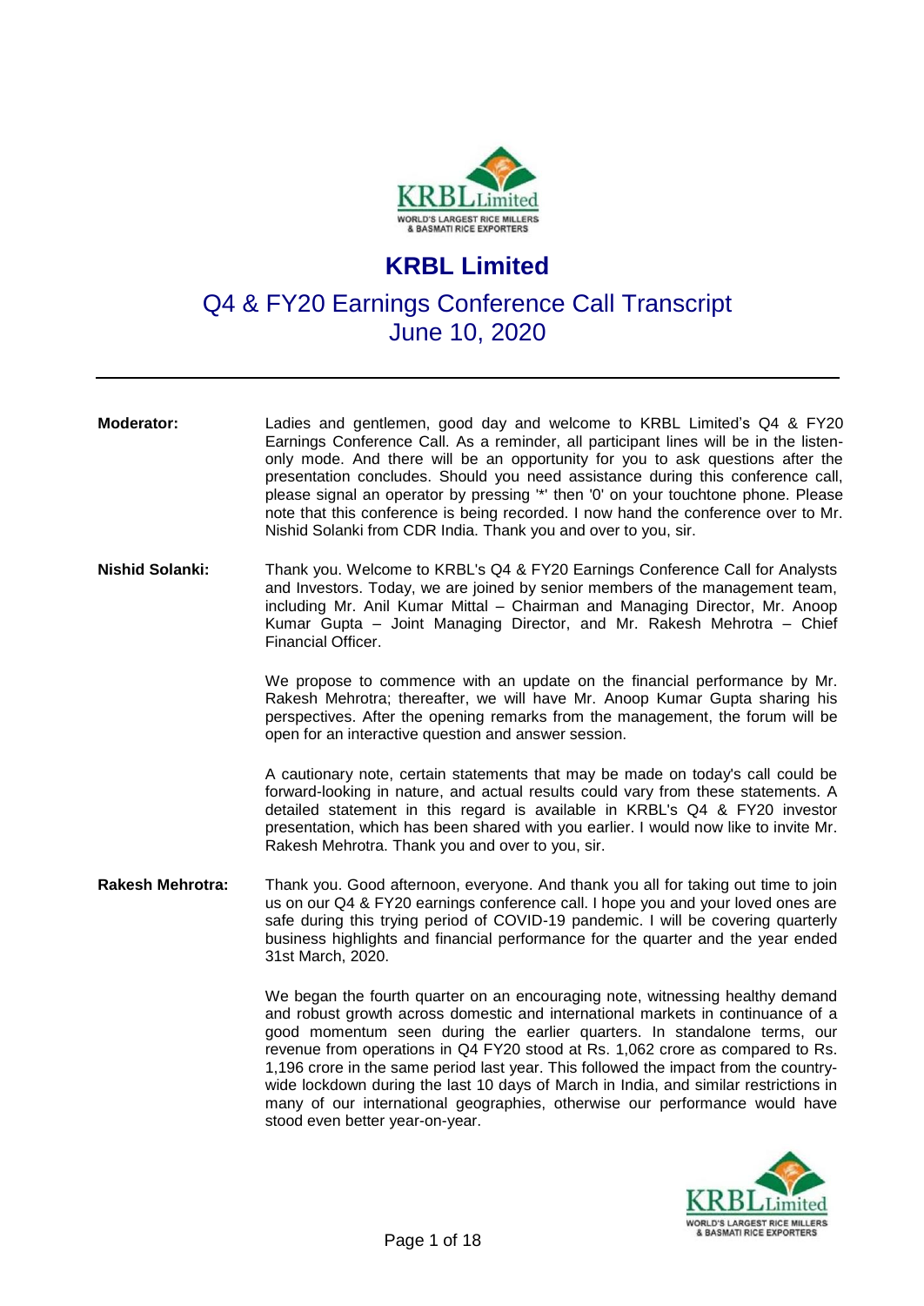# KRBL Limited

## Q4 & FY20 Earnings Conference Call Transcript
## June 10, 2020

---

**Moderator:** Ladies and gentlemen, good day and welcome to KRBL Limited's Q4 & FY20 Earnings Conference Call. As a reminder, all participant lines will be in the listen-only mode. And there will be an opportunity for you to ask questions after the presentation concludes. Should you need assistance during this conference call, please signal an operator by pressing '*' then '0' on your touchtone phone. Please note that this conference is being recorded. I now hand the conference over to Mr. Nishid Solanki from CDR India. Thank you and over to you, sir.

**Nishid Solanki:** Thank you. Welcome to KRBL's Q4 & FY20 Earnings Conference Call for Analysts and Investors. Today, we are joined by senior members of the management team, including Mr. Anil Kumar Mittal – Chairman and Managing Director, Mr. Anoop Kumar Gupta – Joint Managing Director, and Mr. Rakesh Mehrotra – Chief Financial Officer.

We propose to commence with an update on the financial performance by Mr. Rakesh Mehrotra; thereafter, we will have Mr. Anoop Kumar Gupta sharing his perspectives. After the opening remarks from the management, the forum will be open for an interactive question and answer session.

A cautionary note, certain statements that may be made on today's call could be forward-looking in nature, and actual results could vary from these statements. A detailed statement in this regard is available in KRBL's Q4 & FY20 investor presentation, which has been shared with you earlier. I would now like to invite Mr. Rakesh Mehrotra. Thank you and over to you, sir.

**Rakesh Mehrotra:** Thank you. Good afternoon, everyone. And thank you all for taking out time to join us on our Q4 & FY20 earnings conference call. I hope you and your loved ones are safe during this trying period of COVID-19 pandemic. I will be covering quarterly business highlights and financial performance for the quarter and the year ended 31st March, 2020.

We began the fourth quarter on an encouraging note, witnessing healthy demand and robust growth across domestic and international markets in continuance of a good momentum seen during the earlier quarters. In standalone terms, our revenue from operations in Q4 FY20 stood at Rs. 1,062 crore as compared to Rs. 1,196 crore in the same period last year. This followed the impact from the country-wide lockdown during the last 10 days of March in India, and similar restrictions in many of our international geographies, otherwise our performance would have stood even better year-on-year.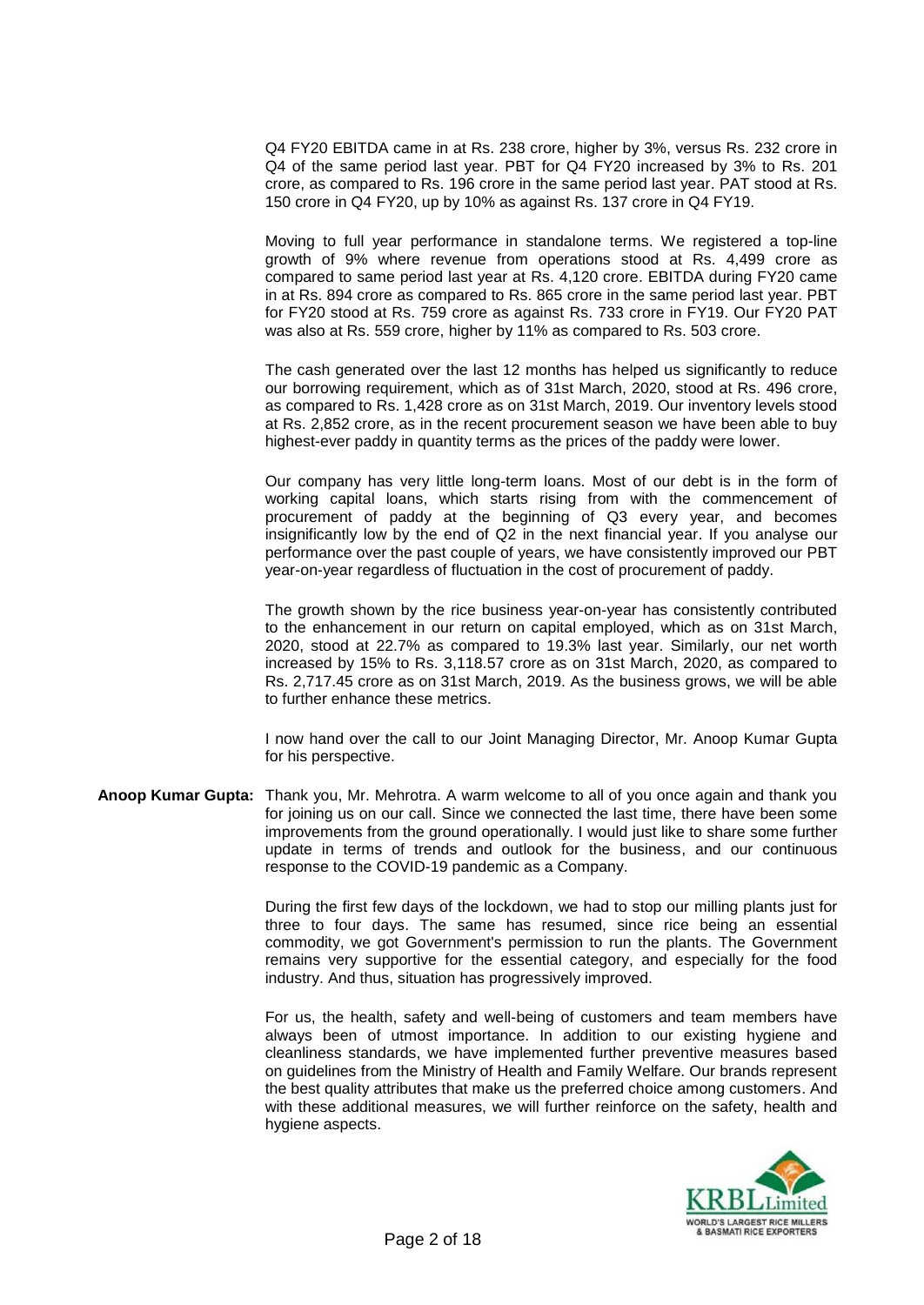Q4 FY20 EBITDA came in at Rs. 238 crore, higher by 3%, versus Rs. 232 crore in Q4 of the same period last year. PBT for Q4 FY20 increased by 3% to Rs. 201 crore, as compared to Rs. 196 crore in the same period last year. PAT stood at Rs. 150 crore in Q4 FY20, up by 10% as against Rs. 137 crore in Q4 FY19.

Moving to full year performance in standalone terms. We registered a top-line growth of 9% where revenue from operations stood at Rs. 4,499 crore as compared to same period last year at Rs. 4,120 crore. EBITDA during FY20 came in at Rs. 894 crore as compared to Rs. 865 crore in the same period last year. PBT for FY20 stood at Rs. 759 crore as against Rs. 733 crore in FY19. Our FY20 PAT was also at Rs. 559 crore, higher by 11% as compared to Rs. 503 crore.

The cash generated over the last 12 months has helped us significantly to reduce our borrowing requirement, which as of 31st March, 2020, stood at Rs. 496 crore, as compared to Rs. 1,428 crore as on 31st March, 2019. Our inventory levels stood at Rs. 2,852 crore, as in the recent procurement season we have been able to buy highest-ever paddy in quantity terms as the prices of the paddy were lower.

Our company has very little long-term loans. Most of our debt is in the form of working capital loans, which starts rising from with the commencement of procurement of paddy at the beginning of Q3 every year, and becomes insignificantly low by the end of Q2 in the next financial year. If you analyse our performance over the past couple of years, we have consistently improved our PBT year-on-year regardless of fluctuation in the cost of procurement of paddy.

The growth shown by the rice business year-on-year has consistently contributed to the enhancement in our return on capital employed, which as on 31st March, 2020, stood at 22.7% as compared to 19.3% last year. Similarly, our net worth increased by 15% to Rs. 3,118.57 crore as on 31st March, 2020, as compared to Rs. 2,717.45 crore as on 31st March, 2019. As the business grows, we will be able to further enhance these metrics.

I now hand over the call to our Joint Managing Director, Mr. Anoop Kumar Gupta for his perspective.

**Anoop Kumar Gupta:** Thank you, Mr. Mehrotra. A warm welcome to all of you once again and thank you for joining us on our call. Since we connected the last time, there have been some improvements from the ground operationally. I would just like to share some further update in terms of trends and outlook for the business, and our continuous response to the COVID-19 pandemic as a Company.

During the first few days of the lockdown, we had to stop our milling plants just for three to four days. The same has resumed, since rice being an essential commodity, we got Government's permission to run the plants. The Government remains very supportive for the essential category, and especially for the food industry. And thus, situation has progressively improved.

For us, the health, safety and well-being of customers and team members have always been of utmost importance. In addition to our existing hygiene and cleanliness standards, we have implemented further preventive measures based on guidelines from the Ministry of Health and Family Welfare. Our brands represent the best quality attributes that make us the preferred choice among customers. And with these additional measures, we will further reinforce on the safety, health and hygiene aspects.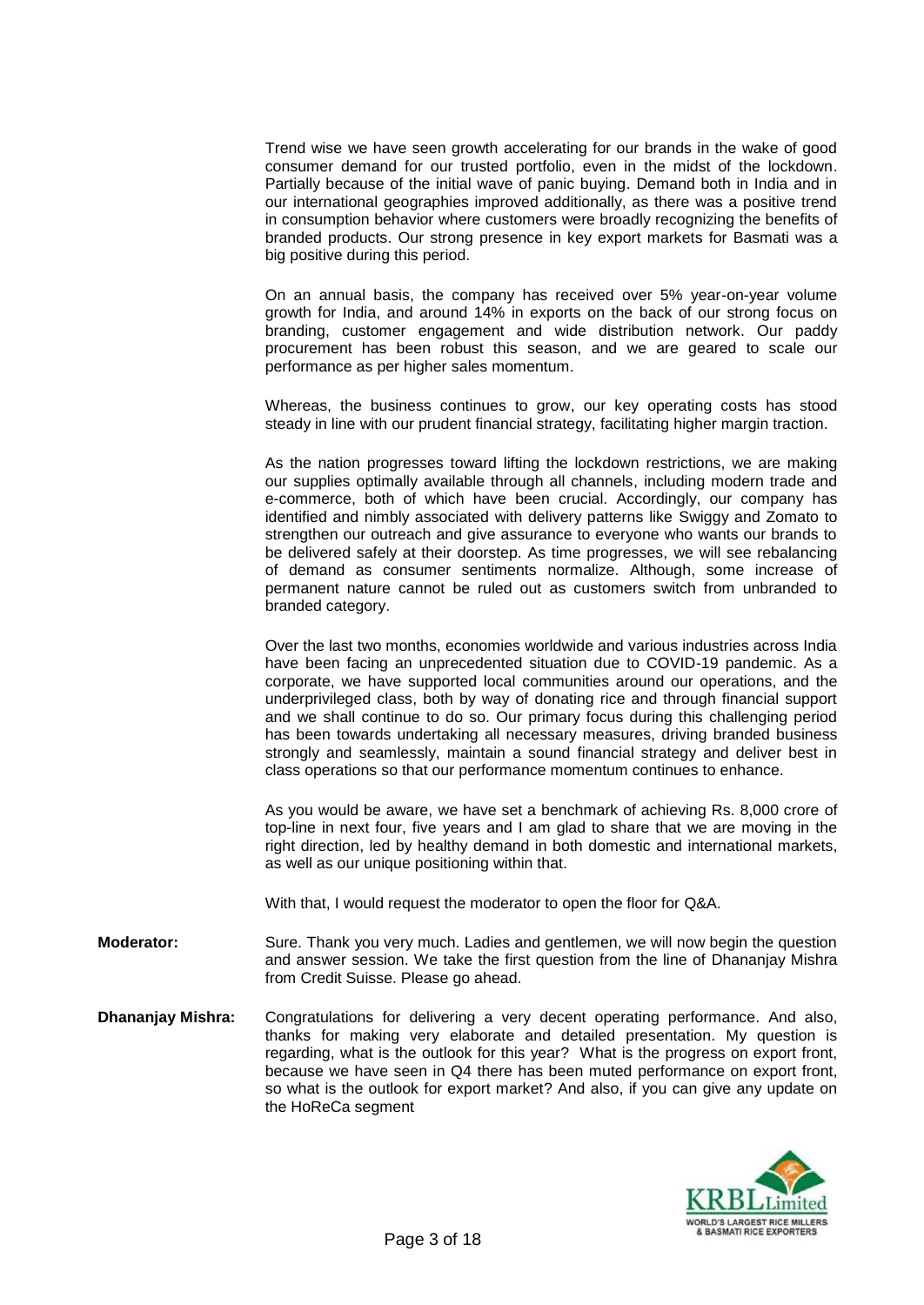Trend wise we have seen growth accelerating for our brands in the wake of good consumer demand for our trusted portfolio, even in the midst of the lockdown. Partially because of the initial wave of panic buying. Demand both in India and in our international geographies improved additionally, as there was a positive trend in consumption behavior where customers were broadly recognizing the benefits of branded products. Our strong presence in key export markets for Basmati was a big positive during this period.

On an annual basis, the company has received over 5% year-on-year volume growth for India, and around 14% in exports on the back of our strong focus on branding, customer engagement and wide distribution network. Our paddy procurement has been robust this season, and we are geared to scale our performance as per higher sales momentum.

Whereas, the business continues to grow, our key operating costs has stood steady in line with our prudent financial strategy, facilitating higher margin traction.

As the nation progresses toward lifting the lockdown restrictions, we are making our supplies optimally available through all channels, including modern trade and e-commerce, both of which have been crucial. Accordingly, our company has identified and nimbly associated with delivery patterns like Swiggy and Zomato to strengthen our outreach and give assurance to everyone who wants our brands to be delivered safely at their doorstep. As time progresses, we will see rebalancing of demand as consumer sentiments normalize. Although, some increase of permanent nature cannot be ruled out as customers switch from unbranded to branded category.

Over the last two months, economies worldwide and various industries across India have been facing an unprecedented situation due to COVID-19 pandemic. As a corporate, we have supported local communities around our operations, and the underprivileged class, both by way of donating rice and through financial support and we shall continue to do so. Our primary focus during this challenging period has been towards undertaking all necessary measures, driving branded business strongly and seamlessly, maintain a sound financial strategy and deliver best in class operations so that our performance momentum continues to enhance.

As you would be aware, we have set a benchmark of achieving Rs. 8,000 crore of top-line in next four, five years and I am glad to share that we are moving in the right direction, led by healthy demand in both domestic and international markets, as well as our unique positioning within that.

With that, I would request the moderator to open the floor for Q&A.

**Moderator:** Sure. Thank you very much. Ladies and gentlemen, we will now begin the question and answer session. We take the first question from the line of Dhananjay Mishra from Credit Suisse. Please go ahead.

**Dhananjay Mishra:** Congratulations for delivering a very decent operating performance. And also, thanks for making very elaborate and detailed presentation. My question is regarding, what is the outlook for this year? What is the progress on export front, because we have seen in Q4 there has been muted performance on export front, so what is the outlook for export market? And also, if you can give any update on the HoReCa segment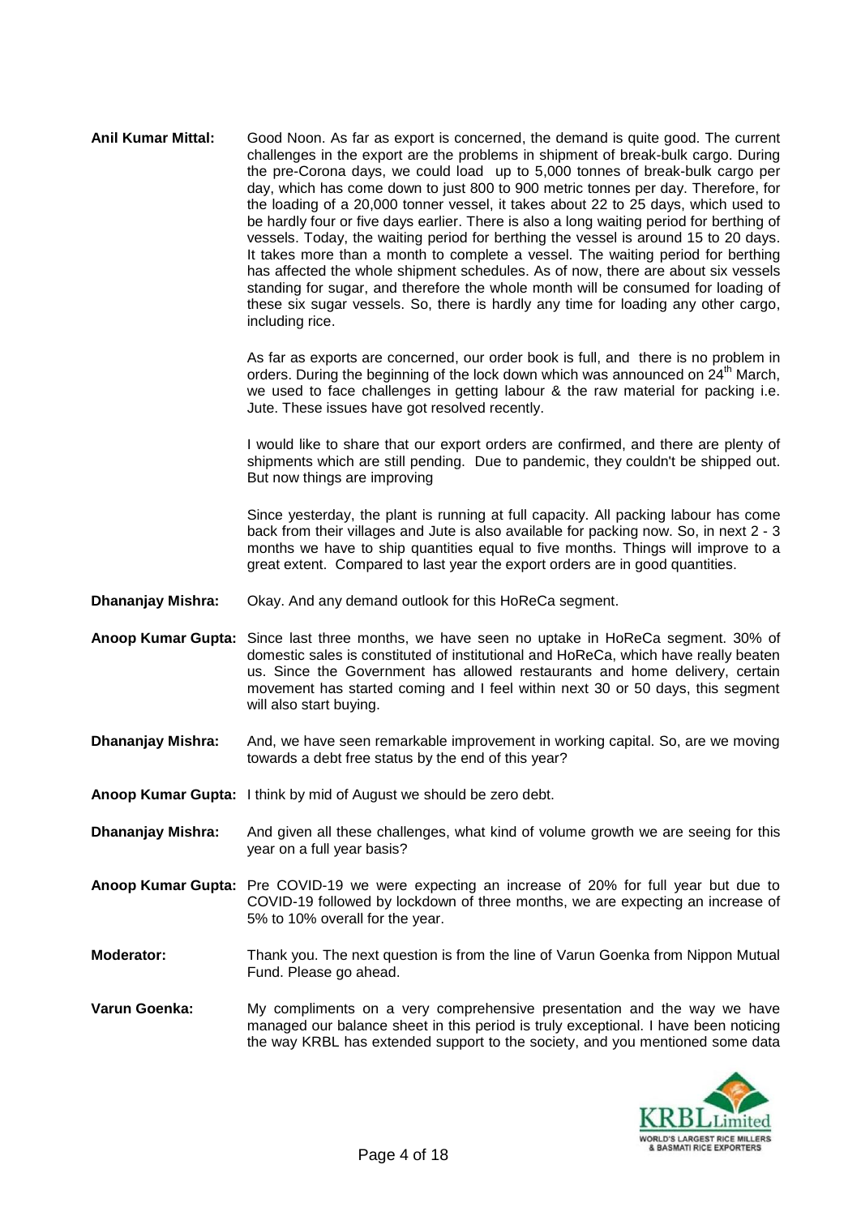**Anil Kumar Mittal:** Good Noon. As far as export is concerned, the demand is quite good. The current challenges in the export are the problems in shipment of break-bulk cargo. During the pre-Corona days, we could load up to 5,000 tonnes of break-bulk cargo per day, which has come down to just 800 to 900 metric tonnes per day. Therefore, for the loading of a 20,000 tonner vessel, it takes about 22 to 25 days, which used to be hardly four or five days earlier. There is also a long waiting period for berthing of vessels. Today, the waiting period for berthing the vessel is around 15 to 20 days. It takes more than a month to complete a vessel. The waiting period for berthing has affected the whole shipment schedules. As of now, there are about six vessels standing for sugar, and therefore the whole month will be consumed for loading of these six sugar vessels. So, there is hardly any time for loading any other cargo, including rice.

As far as exports are concerned, our order book is full, and there is no problem in orders. During the beginning of the lock down which was announced on 24th March, we used to face challenges in getting labour & the raw material for packing i.e. Jute. These issues have got resolved recently.

I would like to share that our export orders are confirmed, and there are plenty of shipments which are still pending. Due to pandemic, they couldn't be shipped out. But now things are improving

Since yesterday, the plant is running at full capacity. All packing labour has come back from their villages and Jute is also available for packing now. So, in next 2 - 3 months we have to ship quantities equal to five months. Things will improve to a great extent. Compared to last year the export orders are in good quantities.

**Dhananjay Mishra:** Okay. And any demand outlook for this HoReCa segment.

**Anoop Kumar Gupta:** Since last three months, we have seen no uptake in HoReCa segment. 30% of domestic sales is constituted of institutional and HoReCa, which have really beaten us. Since the Government has allowed restaurants and home delivery, certain movement has started coming and I feel within next 30 or 50 days, this segment will also start buying.

**Dhananjay Mishra:** And, we have seen remarkable improvement in working capital. So, are we moving towards a debt free status by the end of this year?

**Anoop Kumar Gupta:** I think by mid of August we should be zero debt.

**Dhananjay Mishra:** And given all these challenges, what kind of volume growth we are seeing for this year on a full year basis?

**Anoop Kumar Gupta:** Pre COVID-19 we were expecting an increase of 20% for full year but due to COVID-19 followed by lockdown of three months, we are expecting an increase of 5% to 10% overall for the year.

**Moderator:** Thank you. The next question is from the line of Varun Goenka from Nippon Mutual Fund. Please go ahead.

**Varun Goenka:** My compliments on a very comprehensive presentation and the way we have managed our balance sheet in this period is truly exceptional. I have been noticing the way KRBL has extended support to the society, and you mentioned some data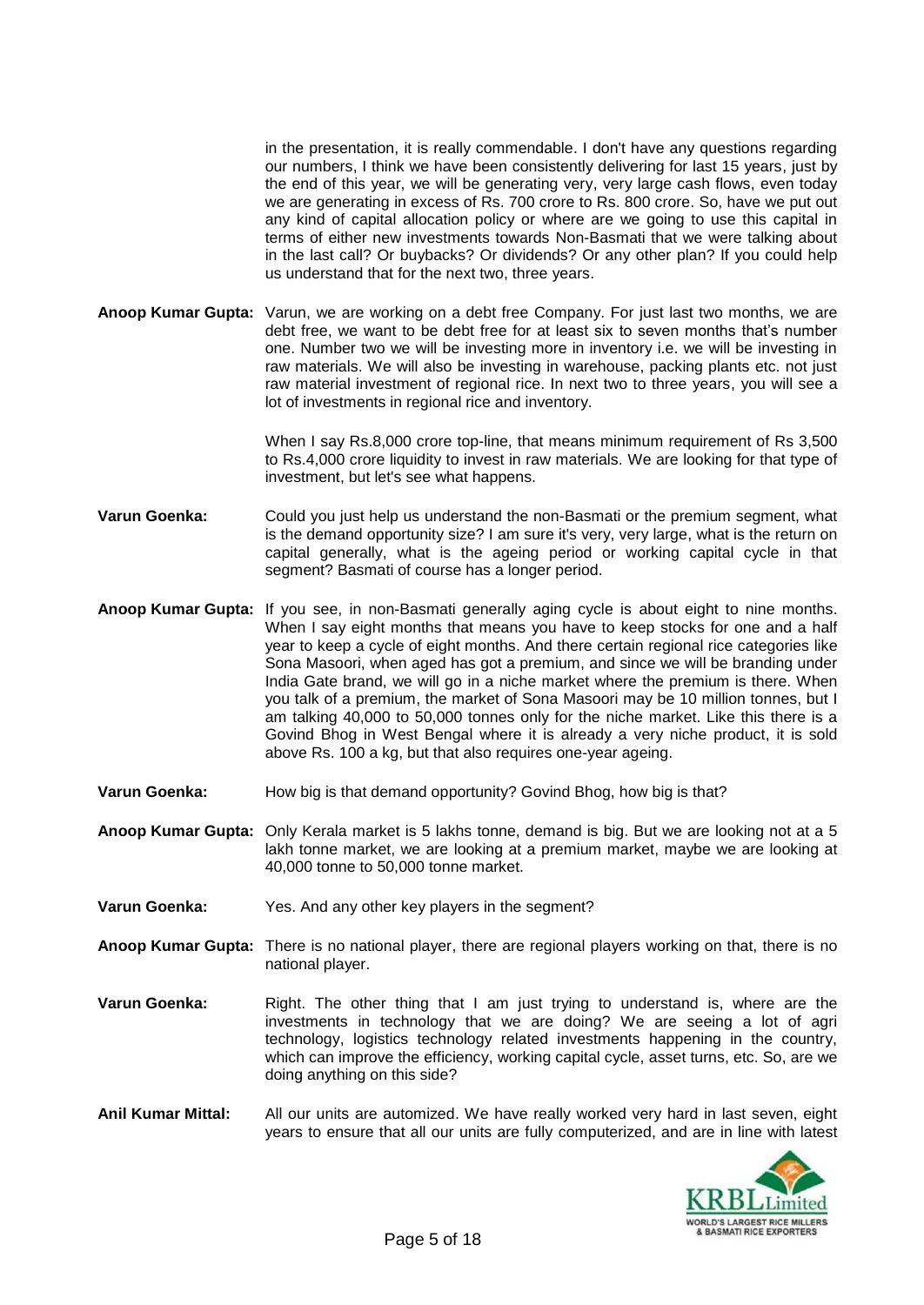in the presentation, it is really commendable. I don't have any questions regarding our numbers, I think we have been consistently delivering for last 15 years, just by the end of this year, we will be generating very, very large cash flows, even today we are generating in excess of Rs. 700 crore to Rs. 800 crore. So, have we put out any kind of capital allocation policy or where are we going to use this capital in terms of either new investments towards Non-Basmati that we were talking about in the last call? Or buybacks? Or dividends? Or any other plan? If you could help us understand that for the next two, three years.

**Anoop Kumar Gupta:** Varun, we are working on a debt free Company. For just last two months, we are debt free, we want to be debt free for at least six to seven months that's number one. Number two we will be investing more in inventory i.e. we will be investing in raw materials. We will also be investing in warehouse, packing plants etc. not just raw material investment of regional rice. In next two to three years, you will see a lot of investments in regional rice and inventory.

When I say Rs.8,000 crore top-line, that means minimum requirement of Rs 3,500 to Rs.4,000 crore liquidity to invest in raw materials. We are looking for that type of investment, but let's see what happens.

**Varun Goenka:** Could you just help us understand the non-Basmati or the premium segment, what is the demand opportunity size? I am sure it's very, very large, what is the return on capital generally, what is the ageing period or working capital cycle in that segment? Basmati of course has a longer period.

**Anoop Kumar Gupta:** If you see, in non-Basmati generally aging cycle is about eight to nine months. When I say eight months that means you have to keep stocks for one and a half year to keep a cycle of eight months. And there certain regional rice categories like Sona Masoori, when aged has got a premium, and since we will be branding under India Gate brand, we will go in a niche market where the premium is there. When you talk of a premium, the market of Sona Masoori may be 10 million tonnes, but I am talking 40,000 to 50,000 tonnes only for the niche market. Like this there is a Govind Bhog in West Bengal where it is already a very niche product, it is sold above Rs. 100 a kg, but that also requires one-year ageing.

**Varun Goenka:** How big is that demand opportunity? Govind Bhog, how big is that?

**Anoop Kumar Gupta:** Only Kerala market is 5 lakhs tonne, demand is big. But we are looking not at a 5 lakh tonne market, we are looking at a premium market, maybe we are looking at 40,000 tonne to 50,000 tonne market.

**Varun Goenka:** Yes. And any other key players in the segment?

**Anoop Kumar Gupta:** There is no national player, there are regional players working on that, there is no national player.

**Varun Goenka:** Right. The other thing that I am just trying to understand is, where are the investments in technology that we are doing? We are seeing a lot of agri technology, logistics technology related investments happening in the country, which can improve the efficiency, working capital cycle, asset turns, etc. So, are we doing anything on this side?

**Anil Kumar Mittal:** All our units are automized. We have really worked very hard in last seven, eight years to ensure that all our units are fully computerized, and are in line with latest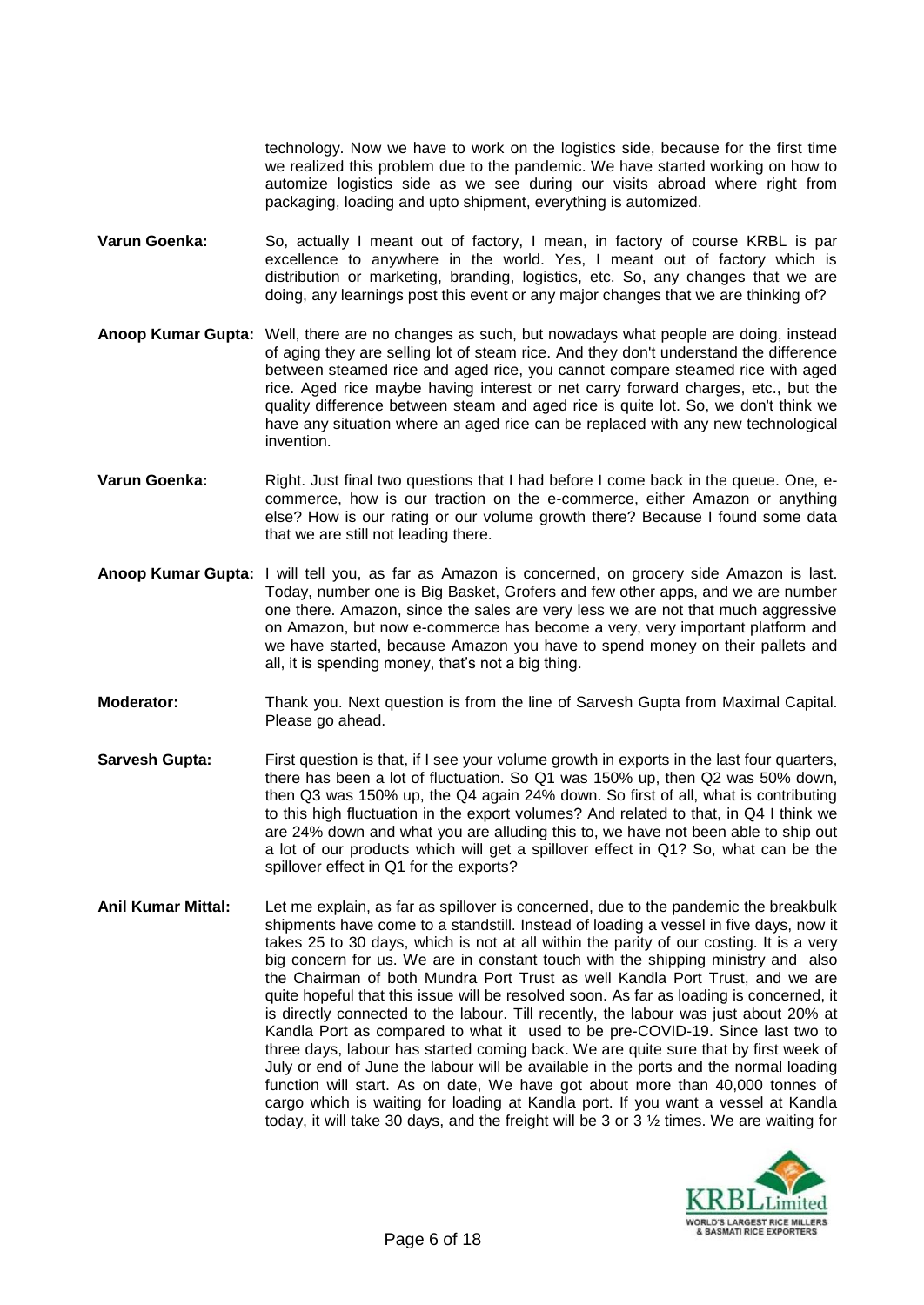technology. Now we have to work on the logistics side, because for the first time we realized this problem due to the pandemic. We have started working on how to automize logistics side as we see during our visits abroad where right from packaging, loading and upto shipment, everything is automized.

**Varun Goenka:** So, actually I meant out of factory, I mean, in factory of course KRBL is par excellence to anywhere in the world. Yes, I meant out of factory which is distribution or marketing, branding, logistics, etc. So, any changes that we are doing, any learnings post this event or any major changes that we are thinking of?

**Anoop Kumar Gupta:** Well, there are no changes as such, but nowadays what people are doing, instead of aging they are selling lot of steam rice. And they don't understand the difference between steamed rice and aged rice, you cannot compare steamed rice with aged rice. Aged rice maybe having interest or net carry forward charges, etc., but the quality difference between steam and aged rice is quite lot. So, we don't think we have any situation where an aged rice can be replaced with any new technological invention.

**Varun Goenka:** Right. Just final two questions that I had before I come back in the queue. One, e-commerce, how is our traction on the e-commerce, either Amazon or anything else? How is our rating or our volume growth there? Because I found some data that we are still not leading there.

**Anoop Kumar Gupta:** I will tell you, as far as Amazon is concerned, on grocery side Amazon is last. Today, number one is Big Basket, Grofers and few other apps, and we are number one there. Amazon, since the sales are very less we are not that much aggressive on Amazon, but now e-commerce has become a very, very important platform and we have started, because Amazon you have to spend money on their pallets and all, it is spending money, that's not a big thing.

**Moderator:** Thank you. Next question is from the line of Sarvesh Gupta from Maximal Capital. Please go ahead.

**Sarvesh Gupta:** First question is that, if I see your volume growth in exports in the last four quarters, there has been a lot of fluctuation. So Q1 was 150% up, then Q2 was 50% down, then Q3 was 150% up, the Q4 again 24% down. So first of all, what is contributing to this high fluctuation in the export volumes? And related to that, in Q4 I think we are 24% down and what you are alluding this to, we have not been able to ship out a lot of our products which will get a spillover effect in Q1? So, what can be the spillover effect in Q1 for the exports?

**Anil Kumar Mittal:** Let me explain, as far as spillover is concerned, due to the pandemic the breakbulk shipments have come to a standstill. Instead of loading a vessel in five days, now it takes 25 to 30 days, which is not at all within the parity of our costing. It is a very big concern for us. We are in constant touch with the shipping ministry and also the Chairman of both Mundra Port Trust as well Kandla Port Trust, and we are quite hopeful that this issue will be resolved soon. As far as loading is concerned, it is directly connected to the labour. Till recently, the labour was just about 20% at Kandla Port as compared to what it used to be pre-COVID-19. Since last two to three days, labour has started coming back. We are quite sure that by first week of July or end of June the labour will be available in the ports and the normal loading function will start. As on date, We have got about more than 40,000 tonnes of cargo which is waiting for loading at Kandla port. If you want a vessel at Kandla today, it will take 30 days, and the freight will be 3 or 3 ½ times. We are waiting for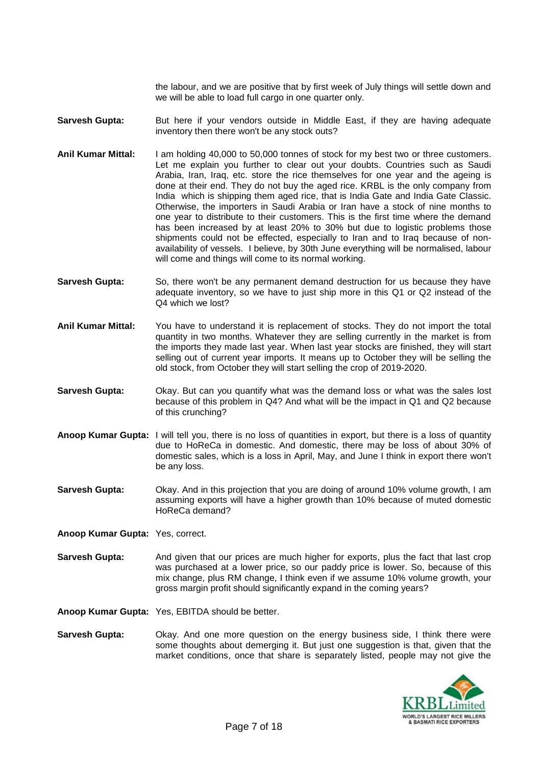the labour, and we are positive that by first week of July things will settle down and we will be able to load full cargo in one quarter only.

**Sarvesh Gupta:** But here if your vendors outside in Middle East, if they are having adequate inventory then there won't be any stock outs?

**Anil Kumar Mittal:** I am holding 40,000 to 50,000 tonnes of stock for my best two or three customers. Let me explain you further to clear out your doubts. Countries such as Saudi Arabia, Iran, Iraq, etc. store the rice themselves for one year and the ageing is done at their end. They do not buy the aged rice. KRBL is the only company from India which is shipping them aged rice, that is India Gate and India Gate Classic. Otherwise, the importers in Saudi Arabia or Iran have a stock of nine months to one year to distribute to their customers. This is the first time where the demand has been increased by at least 20% to 30% but due to logistic problems those shipments could not be effected, especially to Iran and to Iraq because of non-availability of vessels. I believe, by 30th June everything will be normalised, labour will come and things will come to its normal working.

**Sarvesh Gupta:** So, there won't be any permanent demand destruction for us because they have adequate inventory, so we have to just ship more in this Q1 or Q2 instead of the Q4 which we lost?

**Anil Kumar Mittal:** You have to understand it is replacement of stocks. They do not import the total quantity in two months. Whatever they are selling currently in the market is from the imports they made last year. When last year stocks are finished, they will start selling out of current year imports. It means up to October they will be selling the old stock, from October they will start selling the crop of 2019-2020.

**Sarvesh Gupta:** Okay. But can you quantify what was the demand loss or what was the sales lost because of this problem in Q4? And what will be the impact in Q1 and Q2 because of this crunching?

**Anoop Kumar Gupta:** I will tell you, there is no loss of quantities in export, but there is a loss of quantity due to HoReCa in domestic. And domestic, there may be loss of about 30% of domestic sales, which is a loss in April, May, and June I think in export there won't be any loss.

**Sarvesh Gupta:** Okay. And in this projection that you are doing of around 10% volume growth, I am assuming exports will have a higher growth than 10% because of muted domestic HoReCa demand?

**Anoop Kumar Gupta:** Yes, correct.

**Sarvesh Gupta:** And given that our prices are much higher for exports, plus the fact that last crop was purchased at a lower price, so our paddy price is lower. So, because of this mix change, plus RM change, I think even if we assume 10% volume growth, your gross margin profit should significantly expand in the coming years?

**Anoop Kumar Gupta:** Yes, EBITDA should be better.

**Sarvesh Gupta:** Okay. And one more question on the energy business side, I think there were some thoughts about demerging it. But just one suggestion is that, given that the market conditions, once that share is separately listed, people may not give the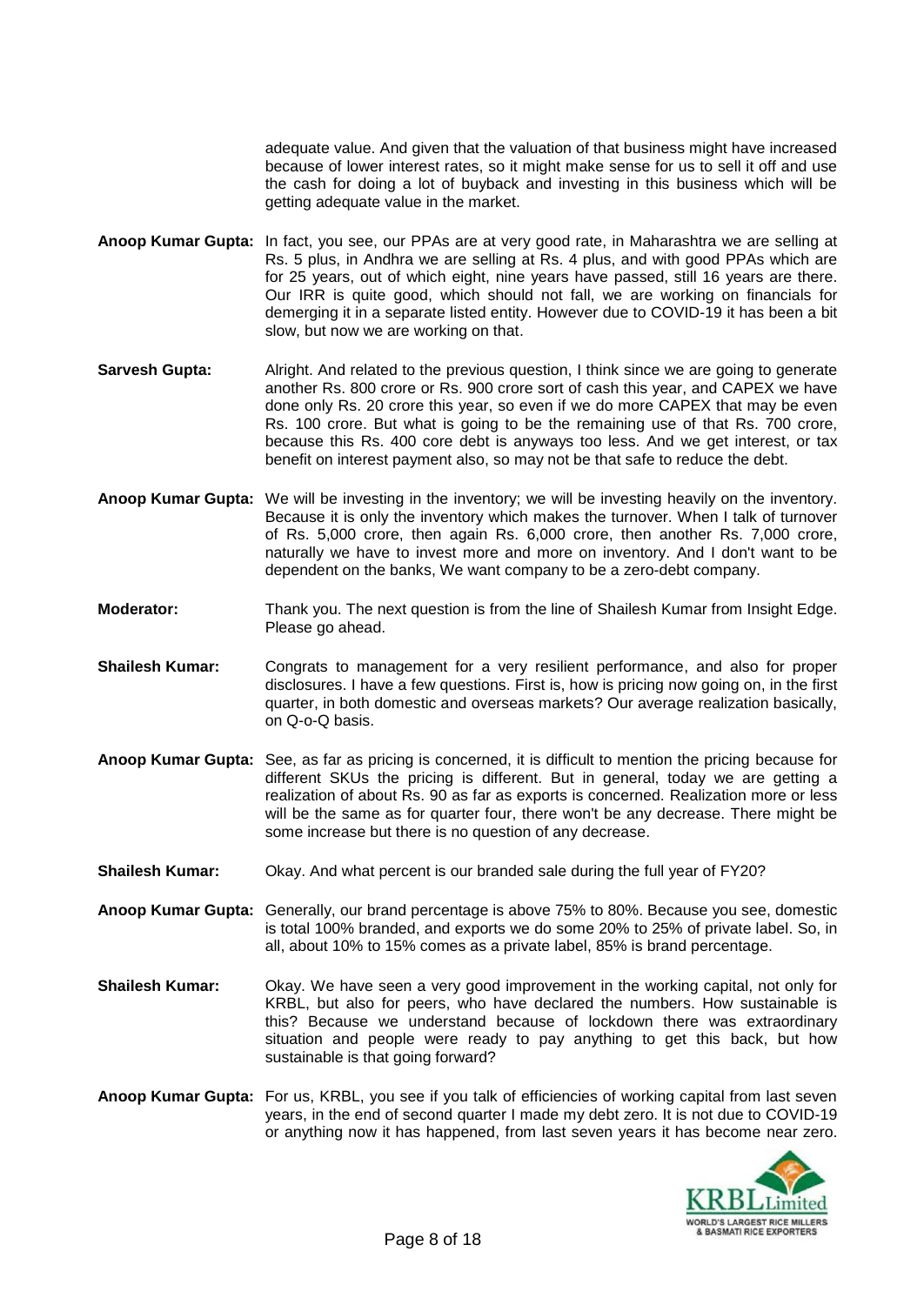adequate value. And given that the valuation of that business might have increased because of lower interest rates, so it might make sense for us to sell it off and use the cash for doing a lot of buyback and investing in this business which will be getting adequate value in the market.

**Anoop Kumar Gupta:** In fact, you see, our PPAs are at very good rate, in Maharashtra we are selling at Rs. 5 plus, in Andhra we are selling at Rs. 4 plus, and with good PPAs which are for 25 years, out of which eight, nine years have passed, still 16 years are there. Our IRR is quite good, which should not fall, we are working on financials for demerging it in a separate listed entity. However due to COVID-19 it has been a bit slow, but now we are working on that.

**Sarvesh Gupta:** Alright. And related to the previous question, I think since we are going to generate another Rs. 800 crore or Rs. 900 crore sort of cash this year, and CAPEX we have done only Rs. 20 crore this year, so even if we do more CAPEX that may be even Rs. 100 crore. But what is going to be the remaining use of that Rs. 700 crore, because this Rs. 400 core debt is anyways too less. And we get interest, or tax benefit on interest payment also, so may not be that safe to reduce the debt.

**Anoop Kumar Gupta:** We will be investing in the inventory; we will be investing heavily on the inventory. Because it is only the inventory which makes the turnover. When I talk of turnover of Rs. 5,000 crore, then again Rs. 6,000 crore, then another Rs. 7,000 crore, naturally we have to invest more and more on inventory. And I don't want to be dependent on the banks, We want company to be a zero-debt company.

**Moderator:** Thank you. The next question is from the line of Shailesh Kumar from Insight Edge. Please go ahead.

**Shailesh Kumar:** Congrats to management for a very resilient performance, and also for proper disclosures. I have a few questions. First is, how is pricing now going on, in the first quarter, in both domestic and overseas markets? Our average realization basically, on Q-o-Q basis.

**Anoop Kumar Gupta:** See, as far as pricing is concerned, it is difficult to mention the pricing because for different SKUs the pricing is different. But in general, today we are getting a realization of about Rs. 90 as far as exports is concerned. Realization more or less will be the same as for quarter four, there won't be any decrease. There might be some increase but there is no question of any decrease.

**Shailesh Kumar:** Okay. And what percent is our branded sale during the full year of FY20?

**Anoop Kumar Gupta:** Generally, our brand percentage is above 75% to 80%. Because you see, domestic is total 100% branded, and exports we do some 20% to 25% of private label. So, in all, about 10% to 15% comes as a private label, 85% is brand percentage.

**Shailesh Kumar:** Okay. We have seen a very good improvement in the working capital, not only for KRBL, but also for peers, who have declared the numbers. How sustainable is this? Because we understand because of lockdown there was extraordinary situation and people were ready to pay anything to get this back, but how sustainable is that going forward?

**Anoop Kumar Gupta:** For us, KRBL, you see if you talk of efficiencies of working capital from last seven years, in the end of second quarter I made my debt zero. It is not due to COVID-19 or anything now it has happened, from last seven years it has become near zero.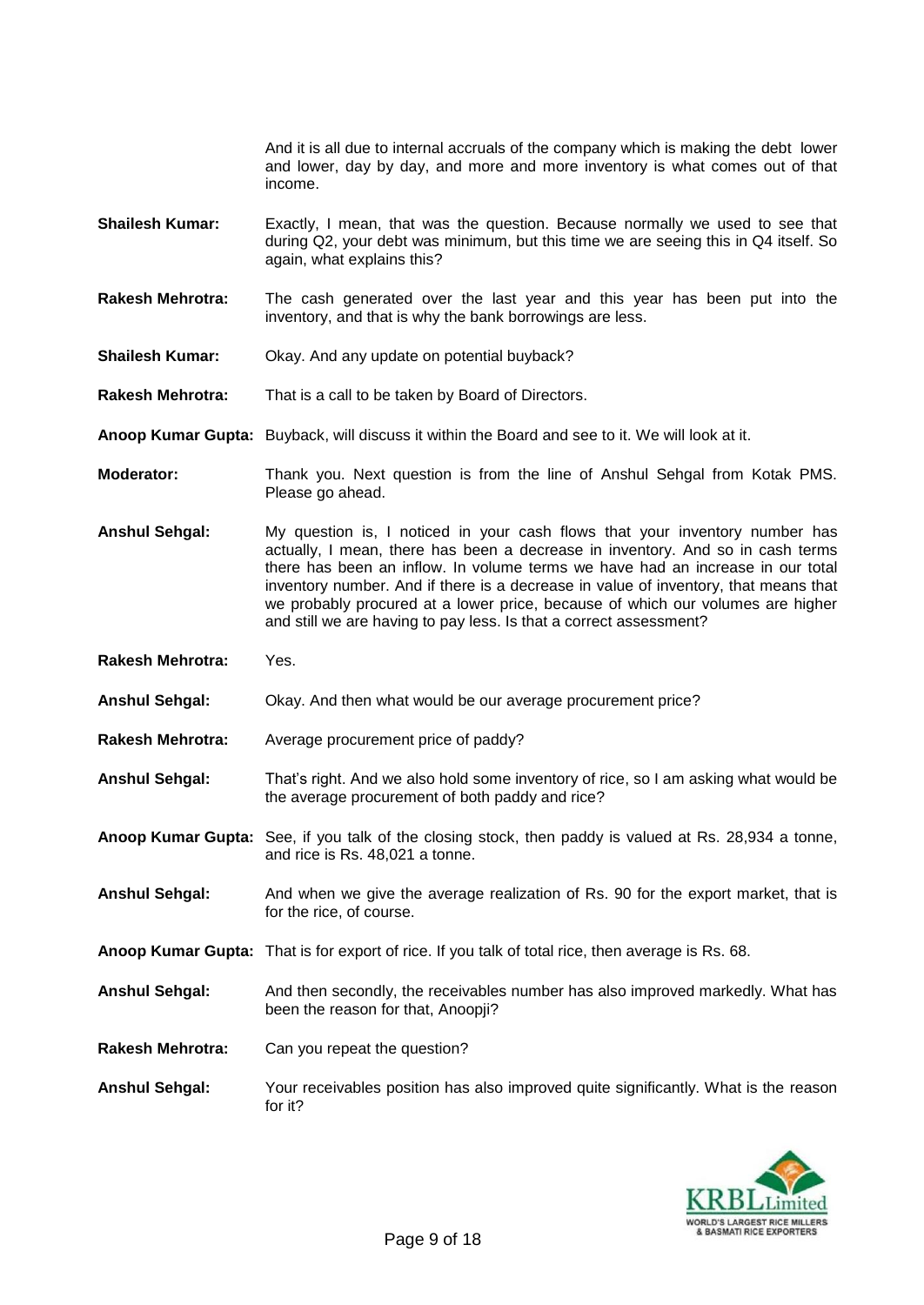And it is all due to internal accruals of the company which is making the debt lower and lower, day by day, and more and more inventory is what comes out of that income.

**Shailesh Kumar:** Exactly, I mean, that was the question. Because normally we used to see that during Q2, your debt was minimum, but this time we are seeing this in Q4 itself. So again, what explains this?

**Rakesh Mehrotra:** The cash generated over the last year and this year has been put into the inventory, and that is why the bank borrowings are less.

**Shailesh Kumar:** Okay. And any update on potential buyback?

**Rakesh Mehrotra:** That is a call to be taken by Board of Directors.

**Anoop Kumar Gupta:** Buyback, will discuss it within the Board and see to it. We will look at it.

**Moderator:** Thank you. Next question is from the line of Anshul Sehgal from Kotak PMS. Please go ahead.

**Anshul Sehgal:** My question is, I noticed in your cash flows that your inventory number has actually, I mean, there has been a decrease in inventory. And so in cash terms there has been an inflow. In volume terms we have had an increase in our total inventory number. And if there is a decrease in value of inventory, that means that we probably procured at a lower price, because of which our volumes are higher and still we are having to pay less. Is that a correct assessment?

**Rakesh Mehrotra:** Yes.

**Anshul Sehgal:** Okay. And then what would be our average procurement price?

**Rakesh Mehrotra:** Average procurement price of paddy?

**Anshul Sehgal:** That's right. And we also hold some inventory of rice, so I am asking what would be the average procurement of both paddy and rice?

**Anoop Kumar Gupta:** See, if you talk of the closing stock, then paddy is valued at Rs. 28,934 a tonne, and rice is Rs. 48,021 a tonne.

**Anshul Sehgal:** And when we give the average realization of Rs. 90 for the export market, that is for the rice, of course.

**Anoop Kumar Gupta:** That is for export of rice. If you talk of total rice, then average is Rs. 68.

**Anshul Sehgal:** And then secondly, the receivables number has also improved markedly. What has been the reason for that, Anoopji?

**Rakesh Mehrotra:** Can you repeat the question?

**Anshul Sehgal:** Your receivables position has also improved quite significantly. What is the reason for it?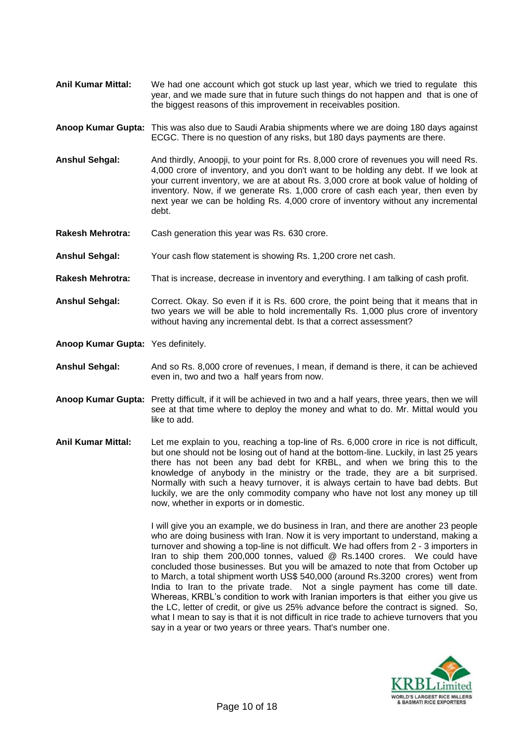**Anil Kumar Mittal:** We had one account which got stuck up last year, which we tried to regulate this year, and we made sure that in future such things do not happen and that is one of the biggest reasons of this improvement in receivables position.

**Anoop Kumar Gupta:** This was also due to Saudi Arabia shipments where we are doing 180 days against ECGC. There is no question of any risks, but 180 days payments are there.

**Anshul Sehgal:** And thirdly, Anoopji, to your point for Rs. 8,000 crore of revenues you will need Rs. 4,000 crore of inventory, and you don't want to be holding any debt. If we look at your current inventory, we are at about Rs. 3,000 crore at book value of holding of inventory. Now, if we generate Rs. 1,000 crore of cash each year, then even by next year we can be holding Rs. 4,000 crore of inventory without any incremental debt.

**Rakesh Mehrotra:** Cash generation this year was Rs. 630 crore.

**Anshul Sehgal:** Your cash flow statement is showing Rs. 1,200 crore net cash.

**Rakesh Mehrotra:** That is increase, decrease in inventory and everything. I am talking of cash profit.

**Anshul Sehgal:** Correct. Okay. So even if it is Rs. 600 crore, the point being that it means that in two years we will be able to hold incrementally Rs. 1,000 plus crore of inventory without having any incremental debt. Is that a correct assessment?

**Anoop Kumar Gupta:** Yes definitely.

**Anshul Sehgal:** And so Rs. 8,000 crore of revenues, I mean, if demand is there, it can be achieved even in, two and two a half years from now.

**Anoop Kumar Gupta:** Pretty difficult, if it will be achieved in two and a half years, three years, then we will see at that time where to deploy the money and what to do. Mr. Mittal would you like to add.

**Anil Kumar Mittal:** Let me explain to you, reaching a top-line of Rs. 6,000 crore in rice is not difficult, but one should not be losing out of hand at the bottom-line. Luckily, in last 25 years there has not been any bad debt for KRBL, and when we bring this to the knowledge of anybody in the ministry or the trade, they are a bit surprised. Normally with such a heavy turnover, it is always certain to have bad debts. But luckily, we are the only commodity company who have not lost any money up till now, whether in exports or in domestic.

I will give you an example, we do business in Iran, and there are another 23 people who are doing business with Iran. Now it is very important to understand, making a turnover and showing a top-line is not difficult. We had offers from 2 - 3 importers in Iran to ship them 200,000 tonnes, valued @ Rs.1400 crores. We could have concluded those businesses. But you will be amazed to note that from October up to March, a total shipment worth US$ 540,000 (around Rs.3200 crores) went from India to Iran to the private trade. Not a single payment has come till date. Whereas, KRBL's condition to work with Iranian importers is that either you give us the LC, letter of credit, or give us 25% advance before the contract is signed. So, what I mean to say is that it is not difficult in rice trade to achieve turnovers that you say in a year or two years or three years. That's number one.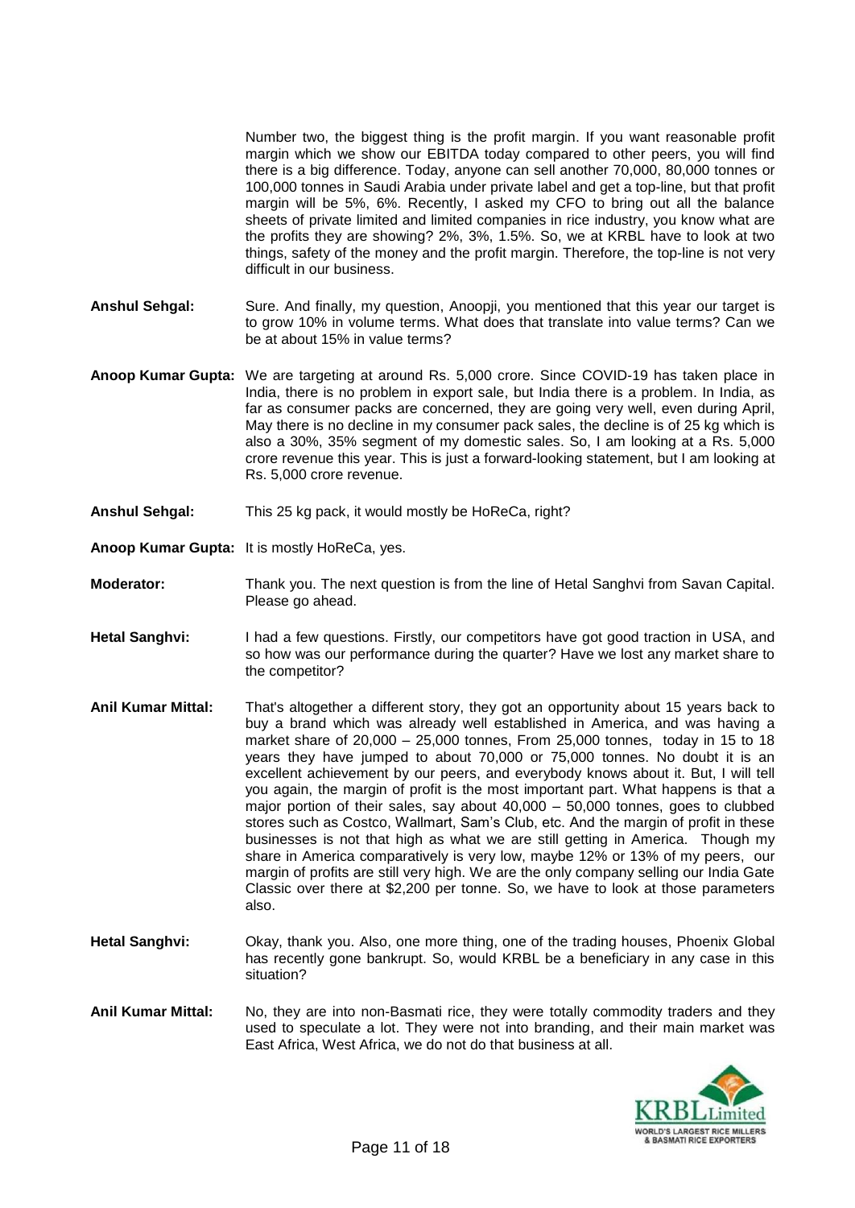Number two, the biggest thing is the profit margin. If you want reasonable profit margin which we show our EBITDA today compared to other peers, you will find there is a big difference. Today, anyone can sell another 70,000, 80,000 tonnes or 100,000 tonnes in Saudi Arabia under private label and get a top-line, but that profit margin will be 5%, 6%. Recently, I asked my CFO to bring out all the balance sheets of private limited and limited companies in rice industry, you know what are the profits they are showing? 2%, 3%, 1.5%. So, we at KRBL have to look at two things, safety of the money and the profit margin. Therefore, the top-line is not very difficult in our business.

**Anshul Sehgal:** Sure. And finally, my question, Anoopji, you mentioned that this year our target is to grow 10% in volume terms. What does that translate into value terms? Can we be at about 15% in value terms?

**Anoop Kumar Gupta:** We are targeting at around Rs. 5,000 crore. Since COVID-19 has taken place in India, there is no problem in export sale, but India there is a problem. In India, as far as consumer packs are concerned, they are going very well, even during April, May there is no decline in my consumer pack sales, the decline is of 25 kg which is also a 30%, 35% segment of my domestic sales. So, I am looking at a Rs. 5,000 crore revenue this year. This is just a forward-looking statement, but I am looking at Rs. 5,000 crore revenue.

**Anshul Sehgal:** This 25 kg pack, it would mostly be HoReCa, right?

**Anoop Kumar Gupta:** It is mostly HoReCa, yes.

**Moderator:** Thank you. The next question is from the line of Hetal Sanghvi from Savan Capital. Please go ahead.

**Hetal Sanghvi:** I had a few questions. Firstly, our competitors have got good traction in USA, and so how was our performance during the quarter? Have we lost any market share to the competitor?

**Anil Kumar Mittal:** That's altogether a different story, they got an opportunity about 15 years back to buy a brand which was already well established in America, and was having a market share of 20,000 – 25,000 tonnes, From 25,000 tonnes, today in 15 to 18 years they have jumped to about 70,000 or 75,000 tonnes. No doubt it is an excellent achievement by our peers, and everybody knows about it. But, I will tell you again, the margin of profit is the most important part. What happens is that a major portion of their sales, say about 40,000 – 50,000 tonnes, goes to clubbed stores such as Costco, Wallmart, Sam's Club, etc. And the margin of profit in these businesses is not that high as what we are still getting in America. Though my share in America comparatively is very low, maybe 12% or 13% of my peers, our margin of profits are still very high. We are the only company selling our India Gate Classic over there at $2,200 per tonne. So, we have to look at those parameters also.

**Hetal Sanghvi:** Okay, thank you. Also, one more thing, one of the trading houses, Phoenix Global has recently gone bankrupt. So, would KRBL be a beneficiary in any case in this situation?

**Anil Kumar Mittal:** No, they are into non-Basmati rice, they were totally commodity traders and they used to speculate a lot. They were not into branding, and their main market was East Africa, West Africa, we do not do that business at all.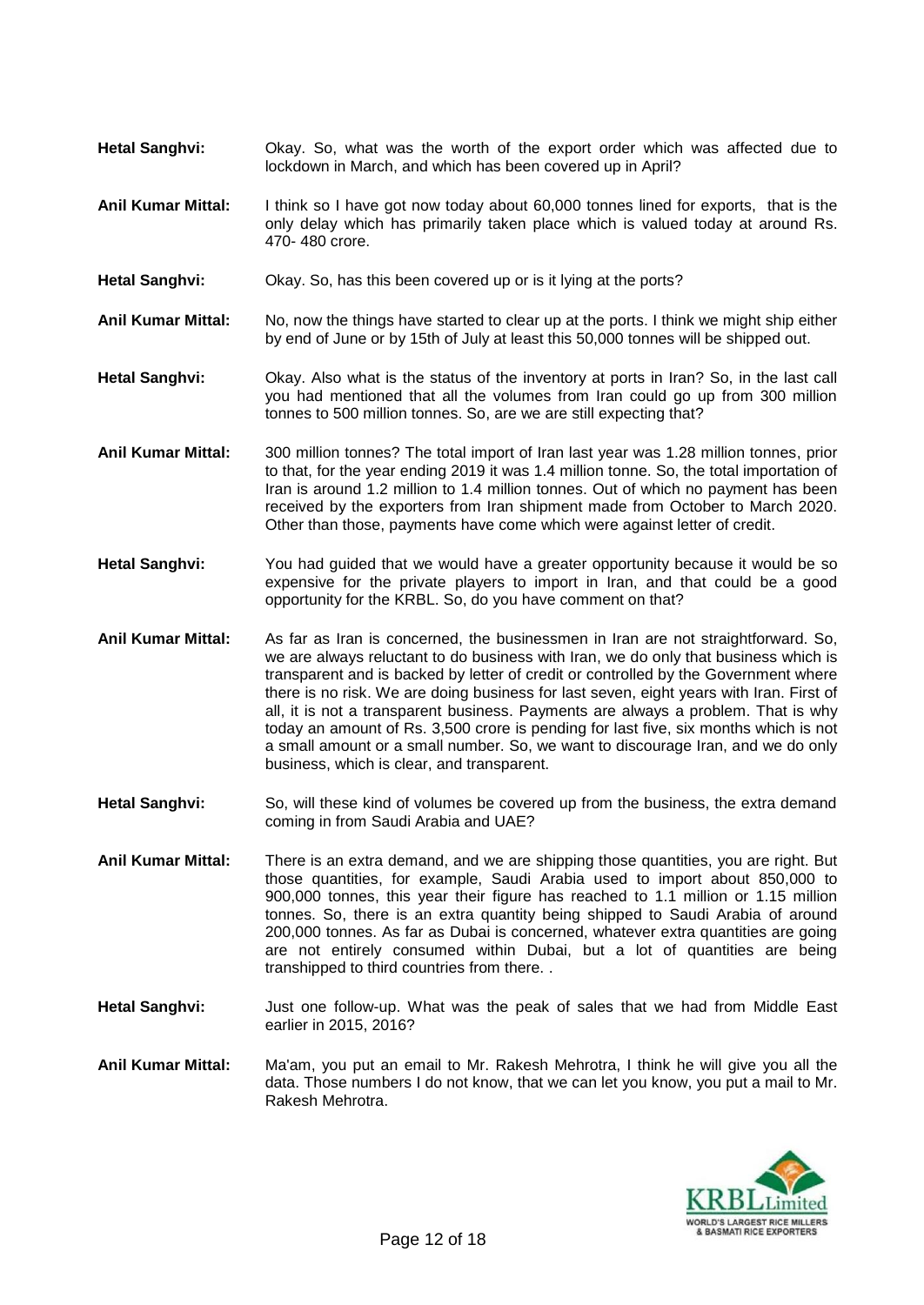**Hetal Sanghvi:** Okay. So, what was the worth of the export order which was affected due to lockdown in March, and which has been covered up in April?

**Anil Kumar Mittal:** I think so I have got now today about 60,000 tonnes lined for exports, that is the only delay which has primarily taken place which is valued today at around Rs. 470- 480 crore.

**Hetal Sanghvi:** Okay. So, has this been covered up or is it lying at the ports?

**Anil Kumar Mittal:** No, now the things have started to clear up at the ports. I think we might ship either by end of June or by 15th of July at least this 50,000 tonnes will be shipped out.

**Hetal Sanghvi:** Okay. Also what is the status of the inventory at ports in Iran? So, in the last call you had mentioned that all the volumes from Iran could go up from 300 million tonnes to 500 million tonnes. So, are we are still expecting that?

**Anil Kumar Mittal:** 300 million tonnes? The total import of Iran last year was 1.28 million tonnes, prior to that, for the year ending 2019 it was 1.4 million tonne. So, the total importation of Iran is around 1.2 million to 1.4 million tonnes. Out of which no payment has been received by the exporters from Iran shipment made from October to March 2020. Other than those, payments have come which were against letter of credit.

**Hetal Sanghvi:** You had guided that we would have a greater opportunity because it would be so expensive for the private players to import in Iran, and that could be a good opportunity for the KRBL. So, do you have comment on that?

**Anil Kumar Mittal:** As far as Iran is concerned, the businessmen in Iran are not straightforward. So, we are always reluctant to do business with Iran, we do only that business which is transparent and is backed by letter of credit or controlled by the Government where there is no risk. We are doing business for last seven, eight years with Iran. First of all, it is not a transparent business. Payments are always a problem. That is why today an amount of Rs. 3,500 crore is pending for last five, six months which is not a small amount or a small number. So, we want to discourage Iran, and we do only business, which is clear, and transparent.

**Hetal Sanghvi:** So, will these kind of volumes be covered up from the business, the extra demand coming in from Saudi Arabia and UAE?

**Anil Kumar Mittal:** There is an extra demand, and we are shipping those quantities, you are right. But those quantities, for example, Saudi Arabia used to import about 850,000 to 900,000 tonnes, this year their figure has reached to 1.1 million or 1.15 million tonnes. So, there is an extra quantity being shipped to Saudi Arabia of around 200,000 tonnes. As far as Dubai is concerned, whatever extra quantities are going are not entirely consumed within Dubai, but a lot of quantities are being transhipped to third countries from there. .

**Hetal Sanghvi:** Just one follow-up. What was the peak of sales that we had from Middle East earlier in 2015, 2016?

**Anil Kumar Mittal:** Ma'am, you put an email to Mr. Rakesh Mehrotra, I think he will give you all the data. Those numbers I do not know, that we can let you know, you put a mail to Mr. Rakesh Mehrotra.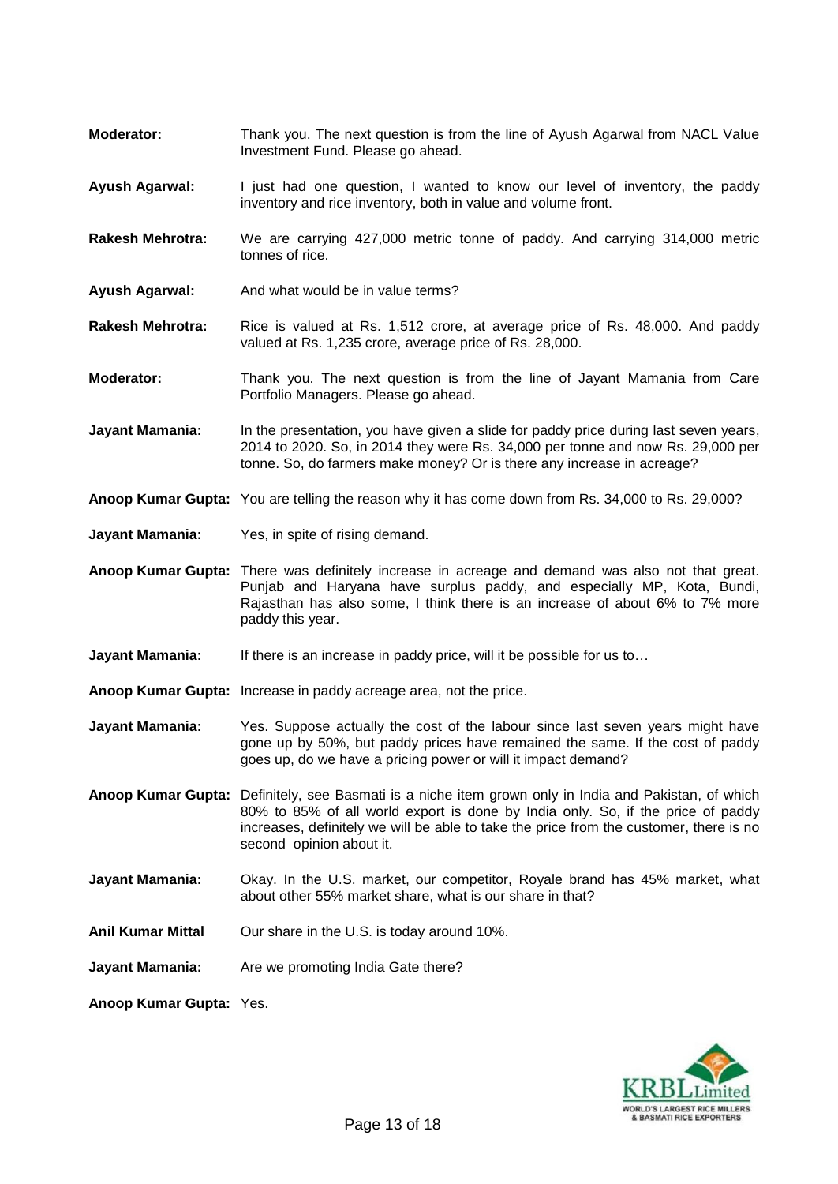**Moderator:** Thank you. The next question is from the line of Ayush Agarwal from NACL Value Investment Fund. Please go ahead.

**Ayush Agarwal:** I just had one question, I wanted to know our level of inventory, the paddy inventory and rice inventory, both in value and volume front.

**Rakesh Mehrotra:** We are carrying 427,000 metric tonne of paddy. And carrying 314,000 metric tonnes of rice.

**Ayush Agarwal:** And what would be in value terms?

**Rakesh Mehrotra:** Rice is valued at Rs. 1,512 crore, at average price of Rs. 48,000. And paddy valued at Rs. 1,235 crore, average price of Rs. 28,000.

**Moderator:** Thank you. The next question is from the line of Jayant Mamania from Care Portfolio Managers. Please go ahead.

**Jayant Mamania:** In the presentation, you have given a slide for paddy price during last seven years, 2014 to 2020. So, in 2014 they were Rs. 34,000 per tonne and now Rs. 29,000 per tonne. So, do farmers make money? Or is there any increase in acreage?

**Anoop Kumar Gupta:** You are telling the reason why it has come down from Rs. 34,000 to Rs. 29,000?

**Jayant Mamania:** Yes, in spite of rising demand.

**Anoop Kumar Gupta:** There was definitely increase in acreage and demand was also not that great. Punjab and Haryana have surplus paddy, and especially MP, Kota, Bundi, Rajasthan has also some, I think there is an increase of about 6% to 7% more paddy this year.

**Jayant Mamania:** If there is an increase in paddy price, will it be possible for us to…

**Anoop Kumar Gupta:** Increase in paddy acreage area, not the price.

**Jayant Mamania:** Yes. Suppose actually the cost of the labour since last seven years might have gone up by 50%, but paddy prices have remained the same. If the cost of paddy goes up, do we have a pricing power or will it impact demand?

**Anoop Kumar Gupta:** Definitely, see Basmati is a niche item grown only in India and Pakistan, of which 80% to 85% of all world export is done by India only. So, if the price of paddy increases, definitely we will be able to take the price from the customer, there is no second opinion about it.

**Jayant Mamania:** Okay. In the U.S. market, our competitor, Royale brand has 45% market, what about other 55% market share, what is our share in that?

**Anil Kumar Mittal** Our share in the U.S. is today around 10%.

**Jayant Mamania:** Are we promoting India Gate there?

**Anoop Kumar Gupta:** Yes.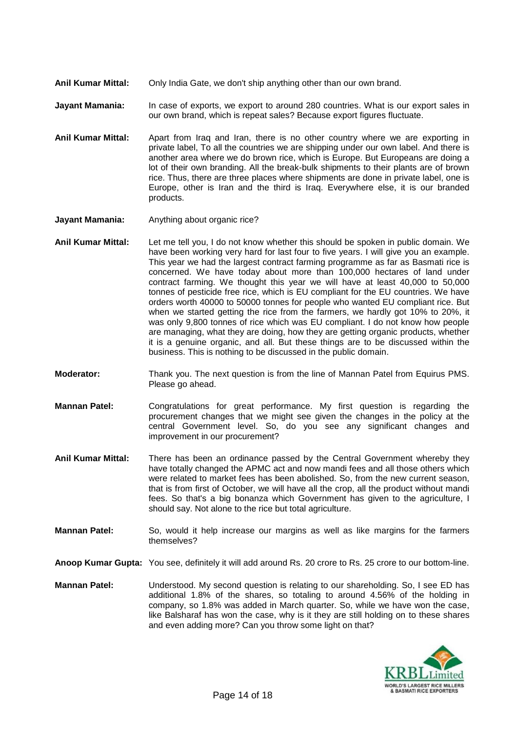**Anil Kumar Mittal:** Only India Gate, we don't ship anything other than our own brand.

**Jayant Mamania:** In case of exports, we export to around 280 countries. What is our export sales in our own brand, which is repeat sales? Because export figures fluctuate.

**Anil Kumar Mittal:** Apart from Iraq and Iran, there is no other country where we are exporting in private label, To all the countries we are shipping under our own label. And there is another area where we do brown rice, which is Europe. But Europeans are doing a lot of their own branding. All the break-bulk shipments to their plants are of brown rice. Thus, there are three places where shipments are done in private label, one is Europe, other is Iran and the third is Iraq. Everywhere else, it is our branded products.

**Jayant Mamania:** Anything about organic rice?

**Anil Kumar Mittal:** Let me tell you, I do not know whether this should be spoken in public domain. We have been working very hard for last four to five years. I will give you an example. This year we had the largest contract farming programme as far as Basmati rice is concerned. We have today about more than 100,000 hectares of land under contract farming. We thought this year we will have at least 40,000 to 50,000 tonnes of pesticide free rice, which is EU compliant for the EU countries. We have orders worth 40000 to 50000 tonnes for people who wanted EU compliant rice. But when we started getting the rice from the farmers, we hardly got 10% to 20%, it was only 9,800 tonnes of rice which was EU compliant. I do not know how people are managing, what they are doing, how they are getting organic products, whether it is a genuine organic, and all. But these things are to be discussed within the business. This is nothing to be discussed in the public domain.

**Moderator:** Thank you. The next question is from the line of Mannan Patel from Equirus PMS. Please go ahead.

**Mannan Patel:** Congratulations for great performance. My first question is regarding the procurement changes that we might see given the changes in the policy at the central Government level. So, do you see any significant changes and improvement in our procurement?

**Anil Kumar Mittal:** There has been an ordinance passed by the Central Government whereby they have totally changed the APMC act and now mandi fees and all those others which were related to market fees has been abolished. So, from the new current season, that is from first of October, we will have all the crop, all the product without mandi fees. So that's a big bonanza which Government has given to the agriculture, I should say. Not alone to the rice but total agriculture.

**Mannan Patel:** So, would it help increase our margins as well as like margins for the farmers themselves?

**Anoop Kumar Gupta:** You see, definitely it will add around Rs. 20 crore to Rs. 25 crore to our bottom-line.

**Mannan Patel:** Understood. My second question is relating to our shareholding. So, I see ED has additional 1.8% of the shares, so totaling to around 4.56% of the holding in company, so 1.8% was added in March quarter. So, while we have won the case, like Balsharaf has won the case, why is it they are still holding on to these shares and even adding more? Can you throw some light on that?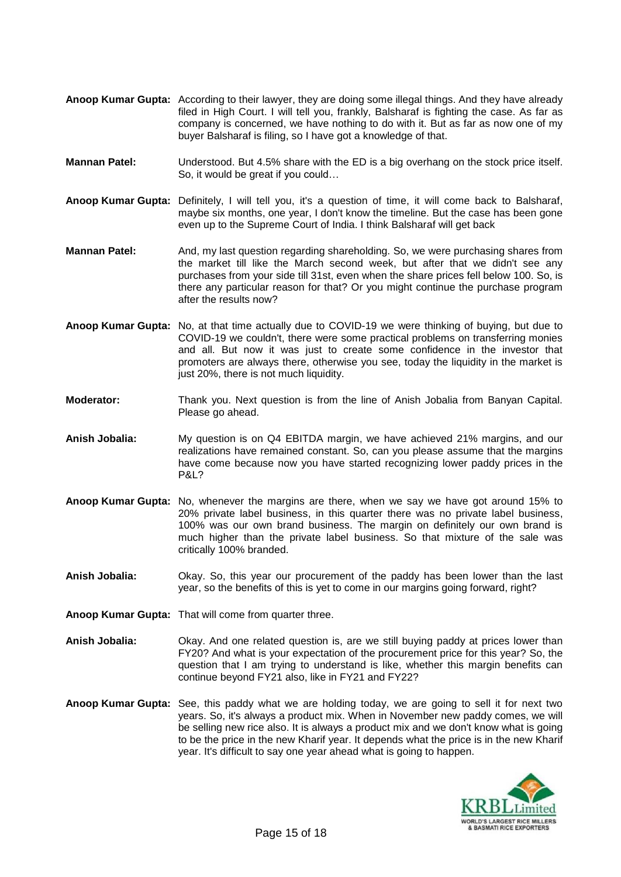**Anoop Kumar Gupta:** According to their lawyer, they are doing some illegal things. And they have already filed in High Court. I will tell you, frankly, Balsharaf is fighting the case. As far as company is concerned, we have nothing to do with it. But as far as now one of my buyer Balsharaf is filing, so I have got a knowledge of that.

**Mannan Patel:** Understood. But 4.5% share with the ED is a big overhang on the stock price itself. So, it would be great if you could…

**Anoop Kumar Gupta:** Definitely, I will tell you, it's a question of time, it will come back to Balsharaf, maybe six months, one year, I don't know the timeline. But the case has been gone even up to the Supreme Court of India. I think Balsharaf will get back

**Mannan Patel:** And, my last question regarding shareholding. So, we were purchasing shares from the market till like the March second week, but after that we didn't see any purchases from your side till 31st, even when the share prices fell below 100. So, is there any particular reason for that? Or you might continue the purchase program after the results now?

**Anoop Kumar Gupta:** No, at that time actually due to COVID-19 we were thinking of buying, but due to COVID-19 we couldn't, there were some practical problems on transferring monies and all. But now it was just to create some confidence in the investor that promoters are always there, otherwise you see, today the liquidity in the market is just 20%, there is not much liquidity.

**Moderator:** Thank you. Next question is from the line of Anish Jobalia from Banyan Capital. Please go ahead.

**Anish Jobalia:** My question is on Q4 EBITDA margin, we have achieved 21% margins, and our realizations have remained constant. So, can you please assume that the margins have come because now you have started recognizing lower paddy prices in the P&L?

**Anoop Kumar Gupta:** No, whenever the margins are there, when we say we have got around 15% to 20% private label business, in this quarter there was no private label business, 100% was our own brand business. The margin on definitely our own brand is much higher than the private label business. So that mixture of the sale was critically 100% branded.

**Anish Jobalia:** Okay. So, this year our procurement of the paddy has been lower than the last year, so the benefits of this is yet to come in our margins going forward, right?

**Anoop Kumar Gupta:** That will come from quarter three.

**Anish Jobalia:** Okay. And one related question is, are we still buying paddy at prices lower than FY20? And what is your expectation of the procurement price for this year? So, the question that I am trying to understand is like, whether this margin benefits can continue beyond FY21 also, like in FY21 and FY22?

**Anoop Kumar Gupta:** See, this paddy what we are holding today, we are going to sell it for next two years. So, it's always a product mix. When in November new paddy comes, we will be selling new rice also. It is always a product mix and we don't know what is going to be the price in the new Kharif year. It depends what the price is in the new Kharif year. It's difficult to say one year ahead what is going to happen.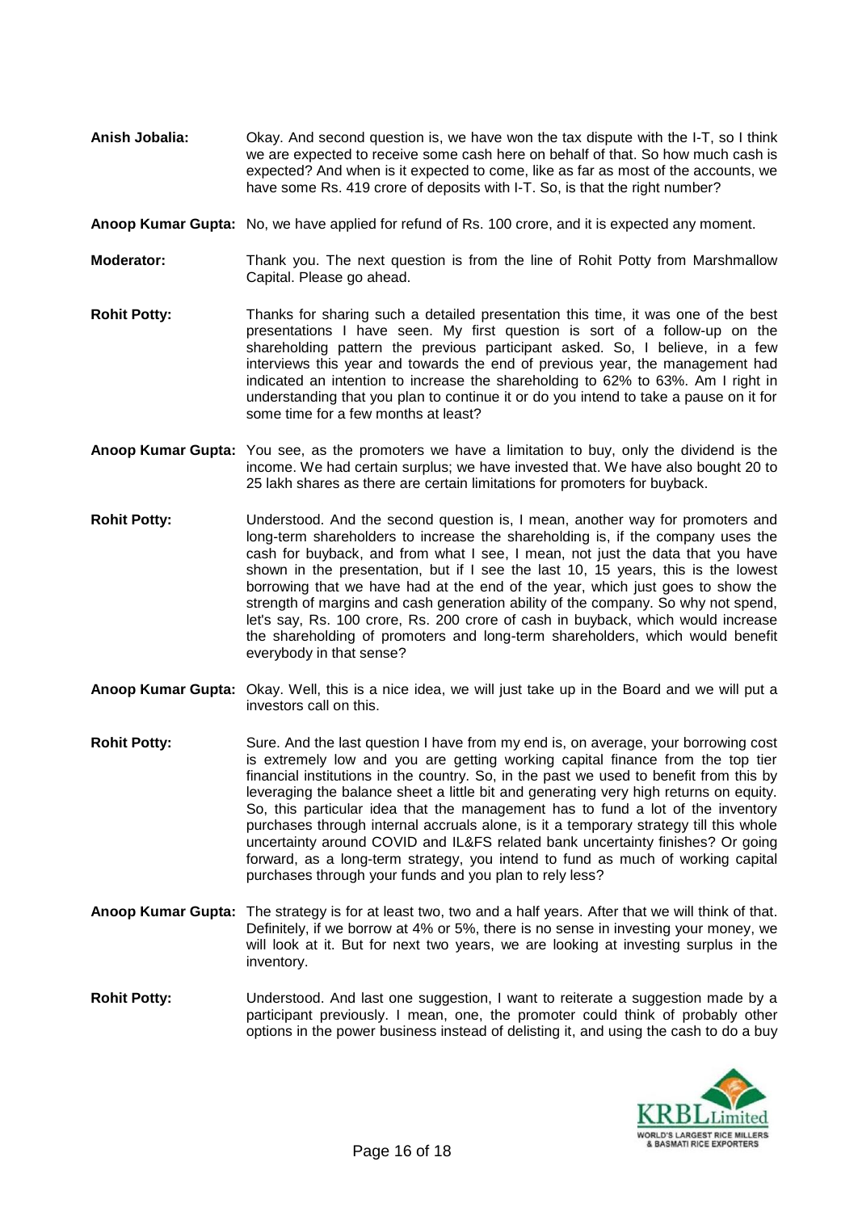**Anish Jobalia:** Okay. And second question is, we have won the tax dispute with the I-T, so I think we are expected to receive some cash here on behalf of that. So how much cash is expected? And when is it expected to come, like as far as most of the accounts, we have some Rs. 419 crore of deposits with I-T. So, is that the right number?

**Anoop Kumar Gupta:** No, we have applied for refund of Rs. 100 crore, and it is expected any moment.

**Moderator:** Thank you. The next question is from the line of Rohit Potty from Marshmallow Capital. Please go ahead.

**Rohit Potty:** Thanks for sharing such a detailed presentation this time, it was one of the best presentations I have seen. My first question is sort of a follow-up on the shareholding pattern the previous participant asked. So, I believe, in a few interviews this year and towards the end of previous year, the management had indicated an intention to increase the shareholding to 62% to 63%. Am I right in understanding that you plan to continue it or do you intend to take a pause on it for some time for a few months at least?

**Anoop Kumar Gupta:** You see, as the promoters we have a limitation to buy, only the dividend is the income. We had certain surplus; we have invested that. We have also bought 20 to 25 lakh shares as there are certain limitations for promoters for buyback.

**Rohit Potty:** Understood. And the second question is, I mean, another way for promoters and long-term shareholders to increase the shareholding is, if the company uses the cash for buyback, and from what I see, I mean, not just the data that you have shown in the presentation, but if I see the last 10, 15 years, this is the lowest borrowing that we have had at the end of the year, which just goes to show the strength of margins and cash generation ability of the company. So why not spend, let's say, Rs. 100 crore, Rs. 200 crore of cash in buyback, which would increase the shareholding of promoters and long-term shareholders, which would benefit everybody in that sense?

**Anoop Kumar Gupta:** Okay. Well, this is a nice idea, we will just take up in the Board and we will put a investors call on this.

**Rohit Potty:** Sure. And the last question I have from my end is, on average, your borrowing cost is extremely low and you are getting working capital finance from the top tier financial institutions in the country. So, in the past we used to benefit from this by leveraging the balance sheet a little bit and generating very high returns on equity. So, this particular idea that the management has to fund a lot of the inventory purchases through internal accruals alone, is it a temporary strategy till this whole uncertainty around COVID and IL&FS related bank uncertainty finishes? Or going forward, as a long-term strategy, you intend to fund as much of working capital purchases through your funds and you plan to rely less?

**Anoop Kumar Gupta:** The strategy is for at least two, two and a half years. After that we will think of that. Definitely, if we borrow at 4% or 5%, there is no sense in investing your money, we will look at it. But for next two years, we are looking at investing surplus in the inventory.

**Rohit Potty:** Understood. And last one suggestion, I want to reiterate a suggestion made by a participant previously. I mean, one, the promoter could think of probably other options in the power business instead of delisting it, and using the cash to do a buy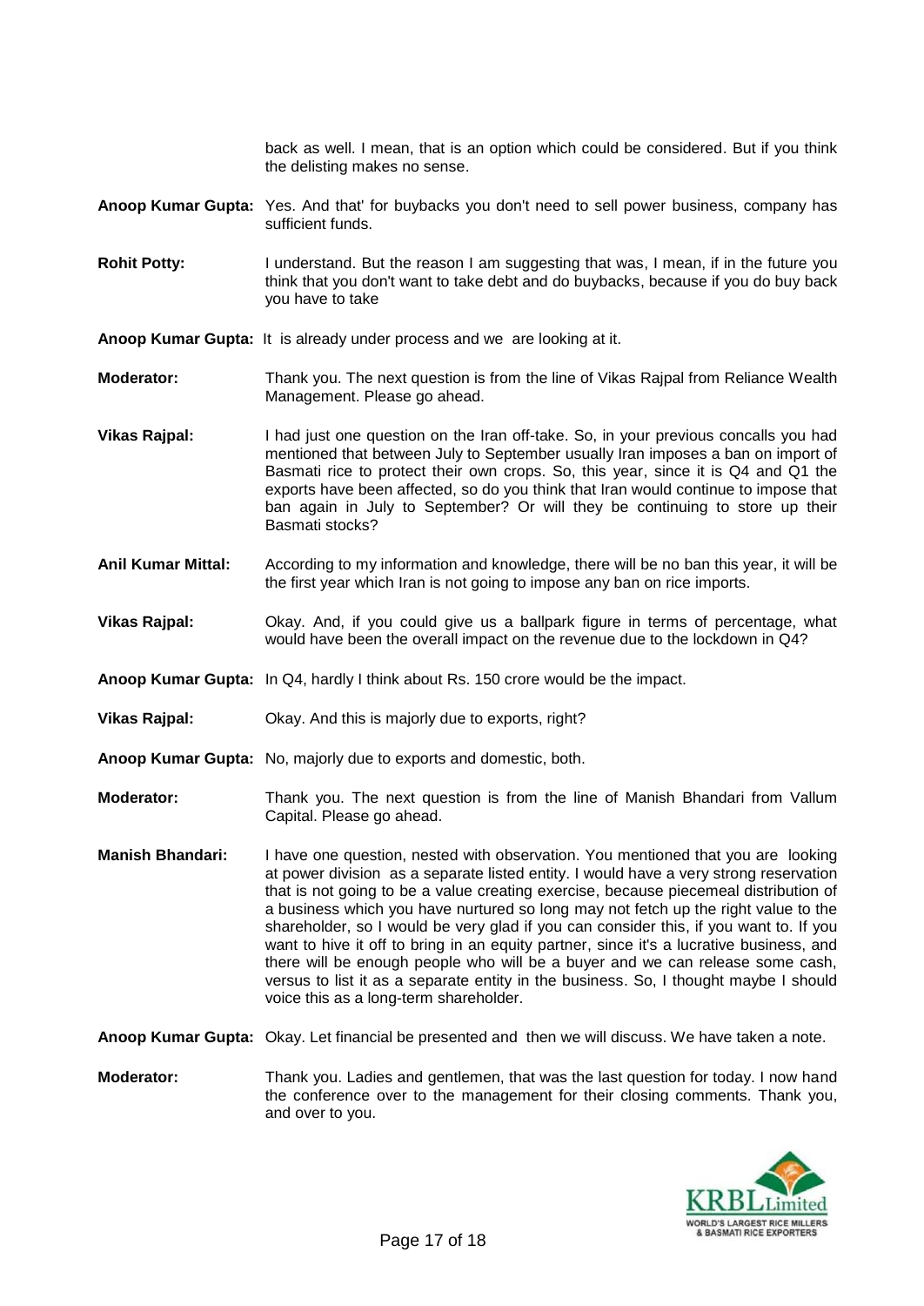back as well. I mean, that is an option which could be considered. But if you think the delisting makes no sense.

**Anoop Kumar Gupta:** Yes. And that' for buybacks you don't need to sell power business, company has sufficient funds.

**Rohit Potty:** I understand. But the reason I am suggesting that was, I mean, if in the future you think that you don't want to take debt and do buybacks, because if you do buy back you have to take

**Anoop Kumar Gupta:** It is already under process and we are looking at it.

**Moderator:** Thank you. The next question is from the line of Vikas Rajpal from Reliance Wealth Management. Please go ahead.

**Vikas Rajpal:** I had just one question on the Iran off-take. So, in your previous concalls you had mentioned that between July to September usually Iran imposes a ban on import of Basmati rice to protect their own crops. So, this year, since it is Q4 and Q1 the exports have been affected, so do you think that Iran would continue to impose that ban again in July to September? Or will they be continuing to store up their Basmati stocks?

**Anil Kumar Mittal:** According to my information and knowledge, there will be no ban this year, it will be the first year which Iran is not going to impose any ban on rice imports.

**Vikas Rajpal:** Okay. And, if you could give us a ballpark figure in terms of percentage, what would have been the overall impact on the revenue due to the lockdown in Q4?

**Anoop Kumar Gupta:** In Q4, hardly I think about Rs. 150 crore would be the impact.

**Vikas Rajpal:** Okay. And this is majorly due to exports, right?

**Anoop Kumar Gupta:** No, majorly due to exports and domestic, both.

**Moderator:** Thank you. The next question is from the line of Manish Bhandari from Vallum Capital. Please go ahead.

**Manish Bhandari:** I have one question, nested with observation. You mentioned that you are looking at power division as a separate listed entity. I would have a very strong reservation that is not going to be a value creating exercise, because piecemeal distribution of a business which you have nurtured so long may not fetch up the right value to the shareholder, so I would be very glad if you can consider this, if you want to. If you want to hive it off to bring in an equity partner, since it's a lucrative business, and there will be enough people who will be a buyer and we can release some cash, versus to list it as a separate entity in the business. So, I thought maybe I should voice this as a long-term shareholder.

**Anoop Kumar Gupta:** Okay. Let financial be presented and then we will discuss. We have taken a note.

**Moderator:** Thank you. Ladies and gentlemen, that was the last question for today. I now hand the conference over to the management for their closing comments. Thank you, and over to you.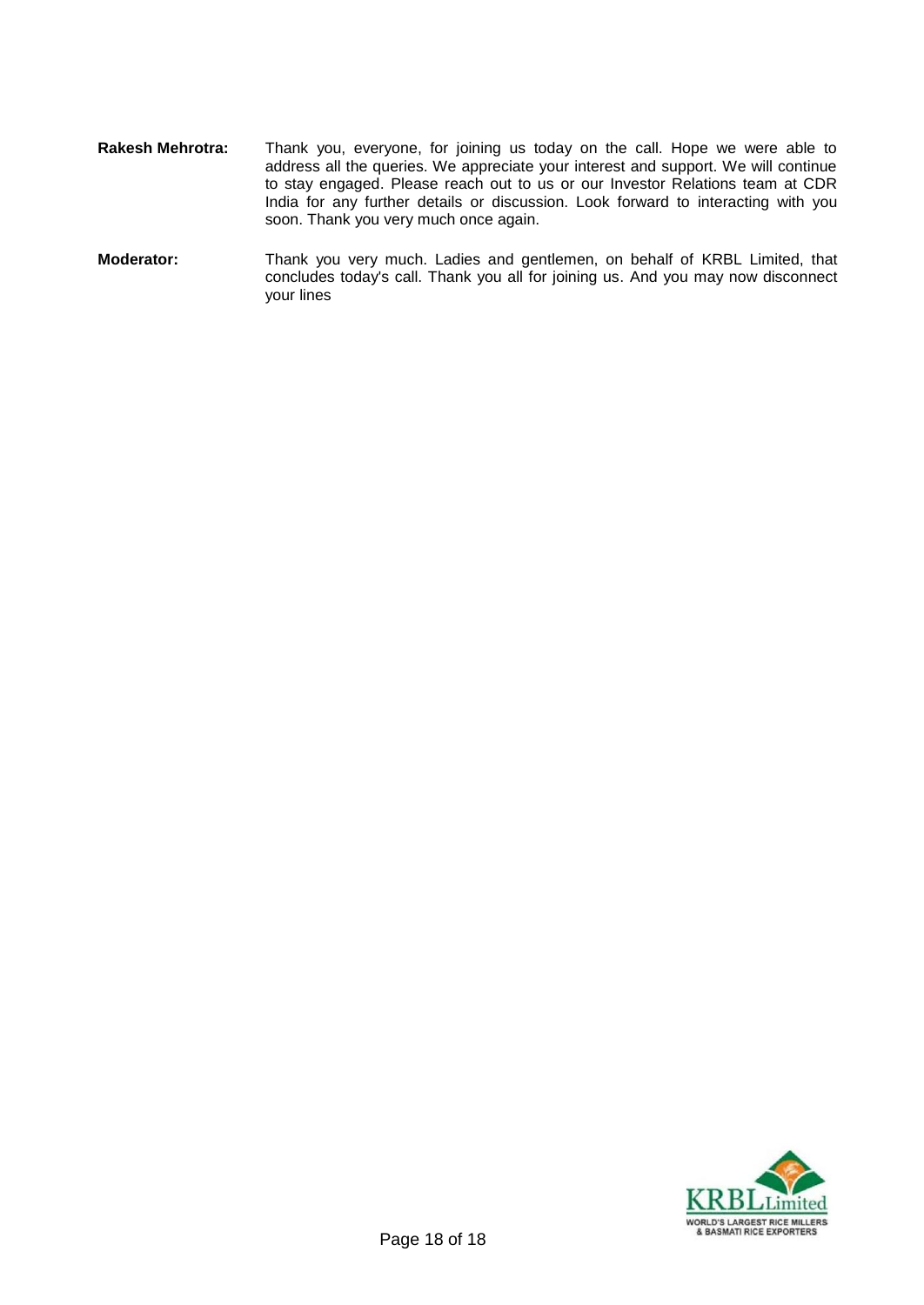**Rakesh Mehrotra:** Thank you, everyone, for joining us today on the call. Hope we were able to address all the queries. We appreciate your interest and support. We will continue to stay engaged. Please reach out to us or our Investor Relations team at CDR India for any further details or discussion. Look forward to interacting with you soon. Thank you very much once again.

**Moderator:** Thank you very much. Ladies and gentlemen, on behalf of KRBL Limited, that concludes today's call. Thank you all for joining us. And you may now disconnect your lines